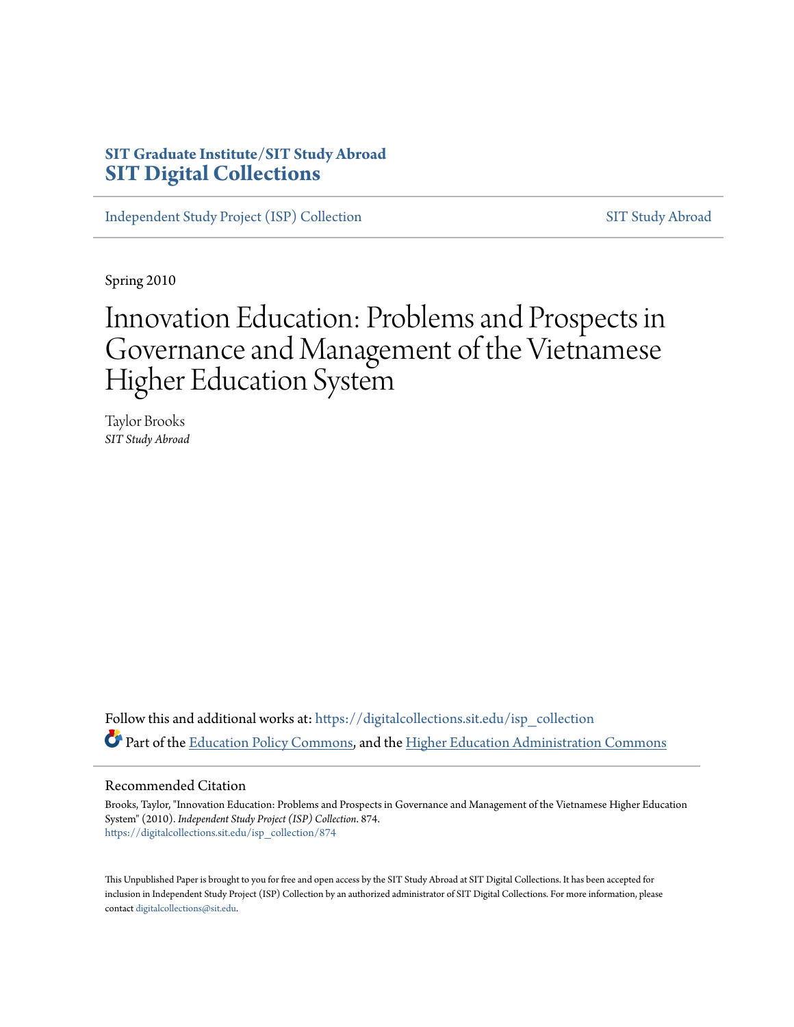**SIT Graduate Institute/SIT Study Abroad**
**SIT Digital Collections**

Independent Study Project (ISP) Collection SIT Study Abroad

Spring 2010

# Innovation Education: Problems and Prospects in Governance and Management of the Vietnamese Higher Education System

Taylor Brooks
*SIT Study Abroad*

Follow this and additional works at: https://digitalcollections.sit.edu/isp_collection

Part of the Education Policy Commons, and the Higher Education Administration Commons

## Recommended Citation

Brooks, Taylor, "Innovation Education: Problems and Prospects in Governance and Management of the Vietnamese Higher Education System" (2010). *Independent Study Project (ISP) Collection*. 874.
https://digitalcollections.sit.edu/isp_collection/874

This Unpublished Paper is brought to you for free and open access by the SIT Study Abroad at SIT Digital Collections. It has been accepted for inclusion in Independent Study Project (ISP) Collection by an authorized administrator of SIT Digital Collections. For more information, please contact digitalcollections@sit.edu.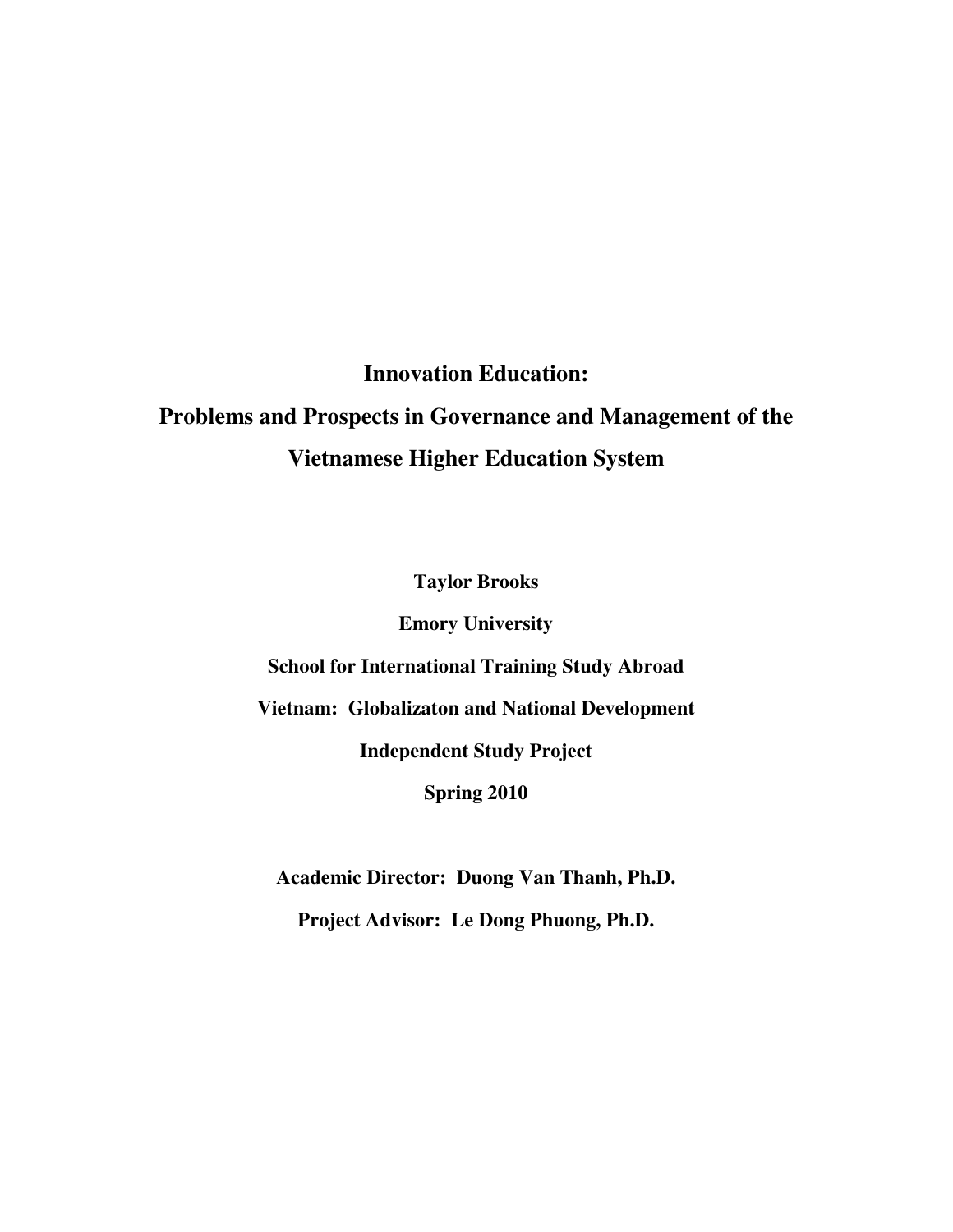# Innovation Education: Problems and Prospects in Governance and Management of the Vietnamese Higher Education System

**Taylor Brooks**

**Emory University**

**School for International Training Study Abroad**

**Vietnam: Globalizaton and National Development**

**Independent Study Project**

**Spring 2010**

**Academic Director: Duong Van Thanh, Ph.D.**

**Project Advisor: Le Dong Phuong, Ph.D.**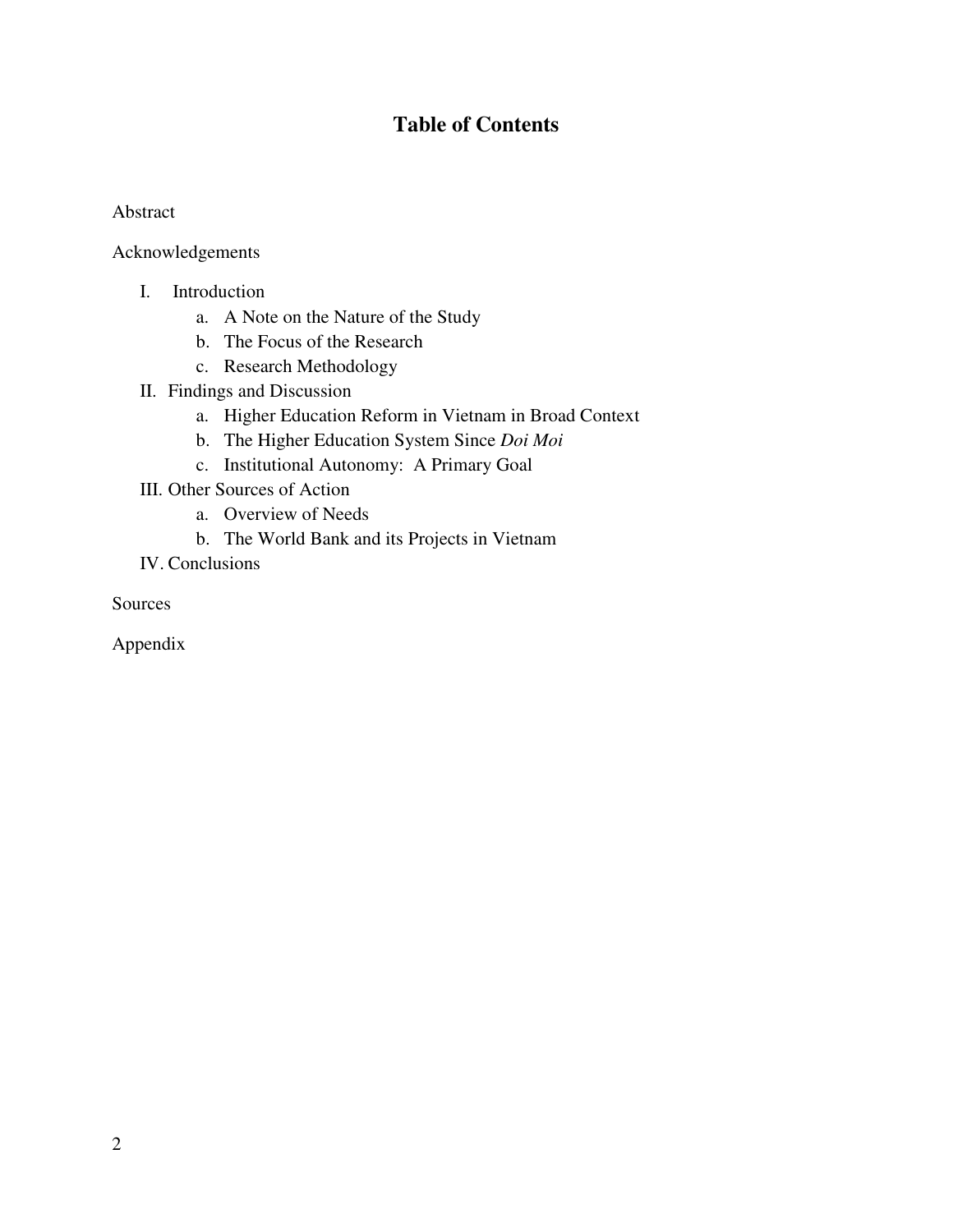# Table of Contents

Abstract

Acknowledgements

I. Introduction
   a. A Note on the Nature of the Study
   b. The Focus of the Research
   c. Research Methodology

II. Findings and Discussion
   a. Higher Education Reform in Vietnam in Broad Context
   b. The Higher Education System Since *Doi Moi*
   c. Institutional Autonomy: A Primary Goal

III. Other Sources of Action
   a. Overview of Needs
   b. The World Bank and its Projects in Vietnam

IV. Conclusions

Sources

Appendix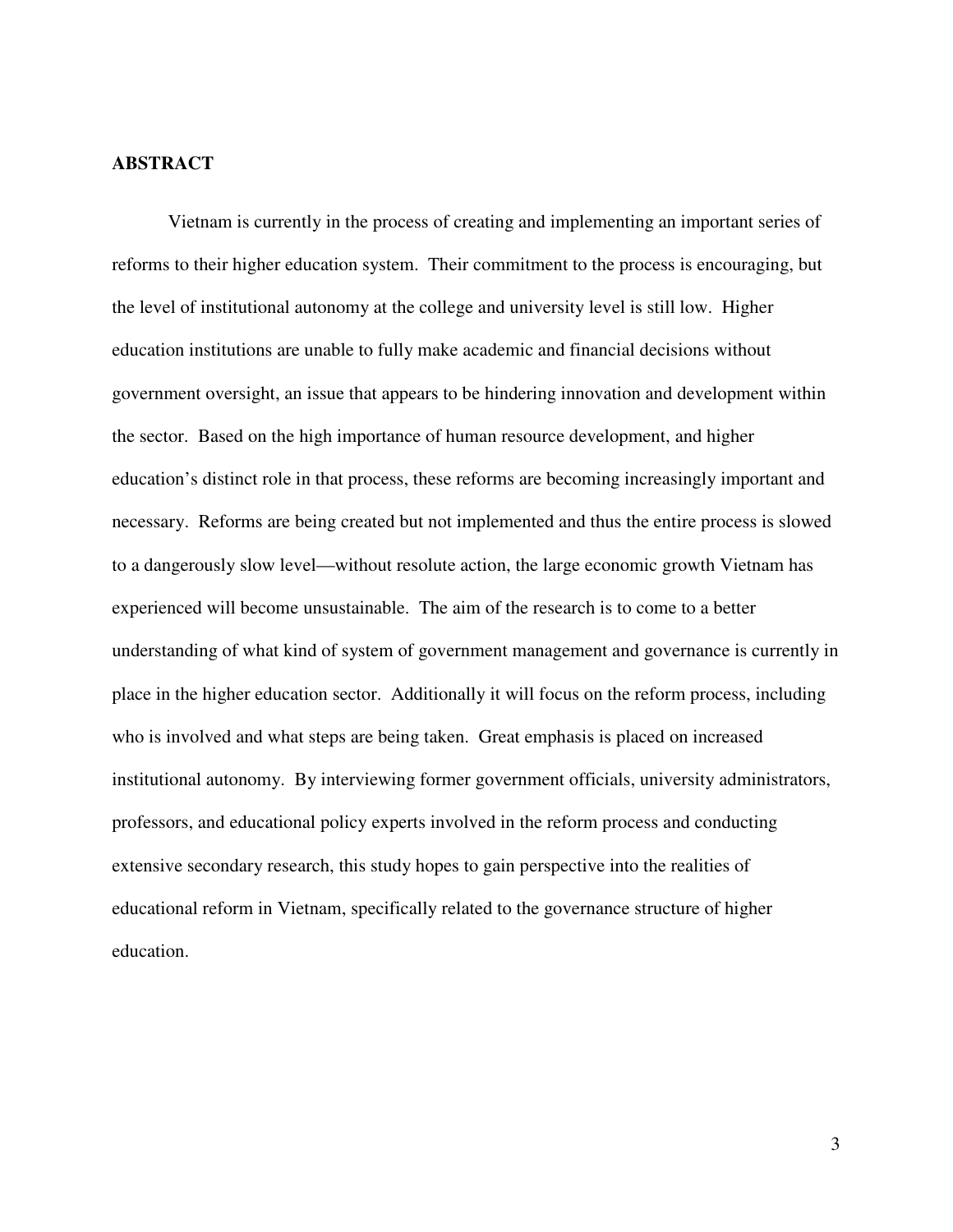## ABSTRACT

Vietnam is currently in the process of creating and implementing an important series of reforms to their higher education system. Their commitment to the process is encouraging, but the level of institutional autonomy at the college and university level is still low. Higher education institutions are unable to fully make academic and financial decisions without government oversight, an issue that appears to be hindering innovation and development within the sector. Based on the high importance of human resource development, and higher education's distinct role in that process, these reforms are becoming increasingly important and necessary. Reforms are being created but not implemented and thus the entire process is slowed to a dangerously slow level—without resolute action, the large economic growth Vietnam has experienced will become unsustainable. The aim of the research is to come to a better understanding of what kind of system of government management and governance is currently in place in the higher education sector. Additionally it will focus on the reform process, including who is involved and what steps are being taken. Great emphasis is placed on increased institutional autonomy. By interviewing former government officials, university administrators, professors, and educational policy experts involved in the reform process and conducting extensive secondary research, this study hopes to gain perspective into the realities of educational reform in Vietnam, specifically related to the governance structure of higher education.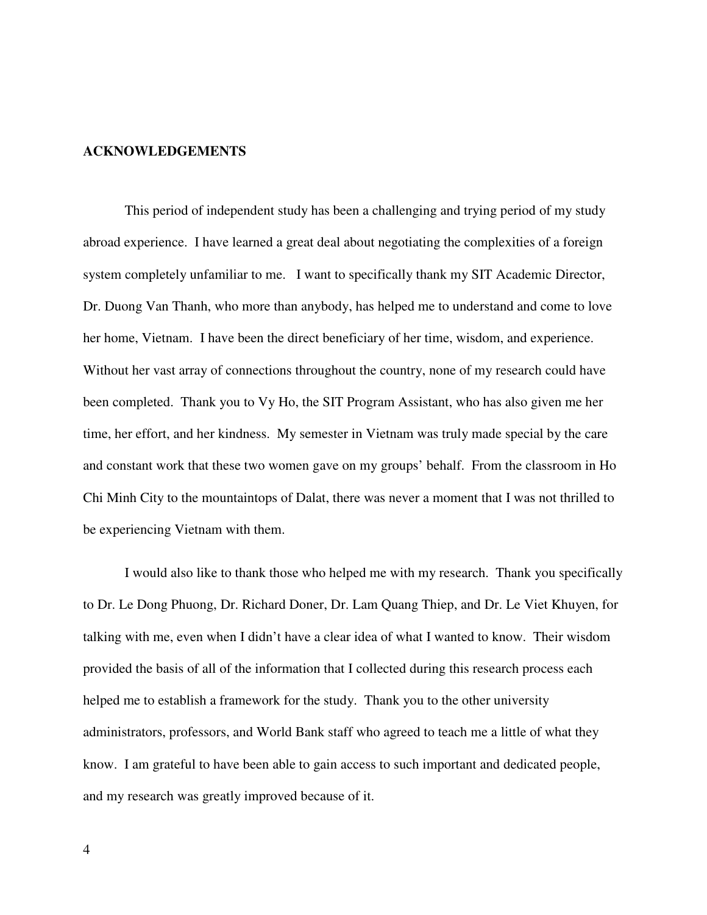## ACKNOWLEDGEMENTS

This period of independent study has been a challenging and trying period of my study abroad experience. I have learned a great deal about negotiating the complexities of a foreign system completely unfamiliar to me. I want to specifically thank my SIT Academic Director, Dr. Duong Van Thanh, who more than anybody, has helped me to understand and come to love her home, Vietnam. I have been the direct beneficiary of her time, wisdom, and experience. Without her vast array of connections throughout the country, none of my research could have been completed. Thank you to Vy Ho, the SIT Program Assistant, who has also given me her time, her effort, and her kindness. My semester in Vietnam was truly made special by the care and constant work that these two women gave on my groups' behalf. From the classroom in Ho Chi Minh City to the mountaintops of Dalat, there was never a moment that I was not thrilled to be experiencing Vietnam with them.

I would also like to thank those who helped me with my research. Thank you specifically to Dr. Le Dong Phuong, Dr. Richard Doner, Dr. Lam Quang Thiep, and Dr. Le Viet Khuyen, for talking with me, even when I didn't have a clear idea of what I wanted to know. Their wisdom provided the basis of all of the information that I collected during this research process each helped me to establish a framework for the study. Thank you to the other university administrators, professors, and World Bank staff who agreed to teach me a little of what they know. I am grateful to have been able to gain access to such important and dedicated people, and my research was greatly improved because of it.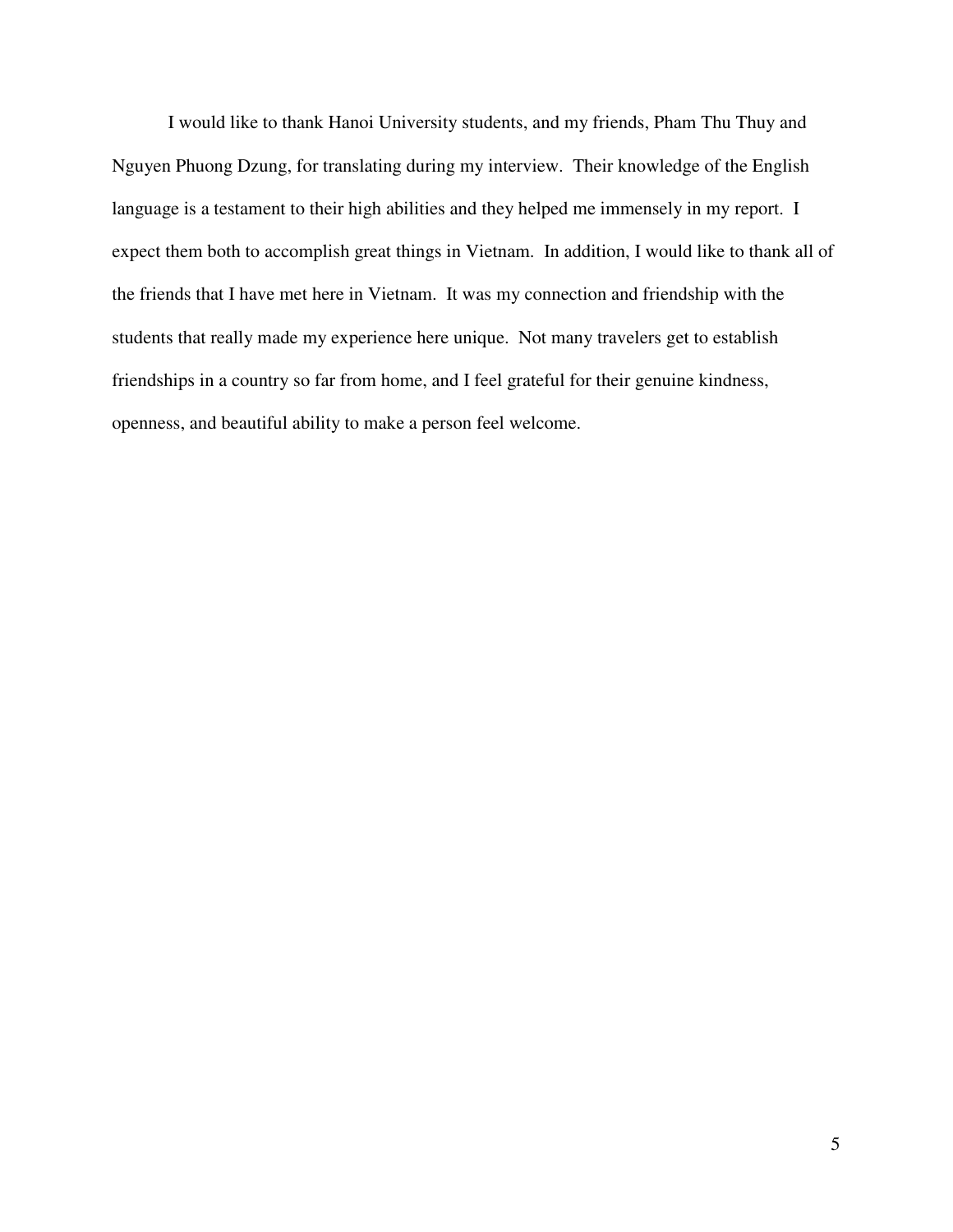I would like to thank Hanoi University students, and my friends, Pham Thu Thuy and Nguyen Phuong Dzung, for translating during my interview. Their knowledge of the English language is a testament to their high abilities and they helped me immensely in my report. I expect them both to accomplish great things in Vietnam. In addition, I would like to thank all of the friends that I have met here in Vietnam. It was my connection and friendship with the students that really made my experience here unique. Not many travelers get to establish friendships in a country so far from home, and I feel grateful for their genuine kindness, openness, and beautiful ability to make a person feel welcome.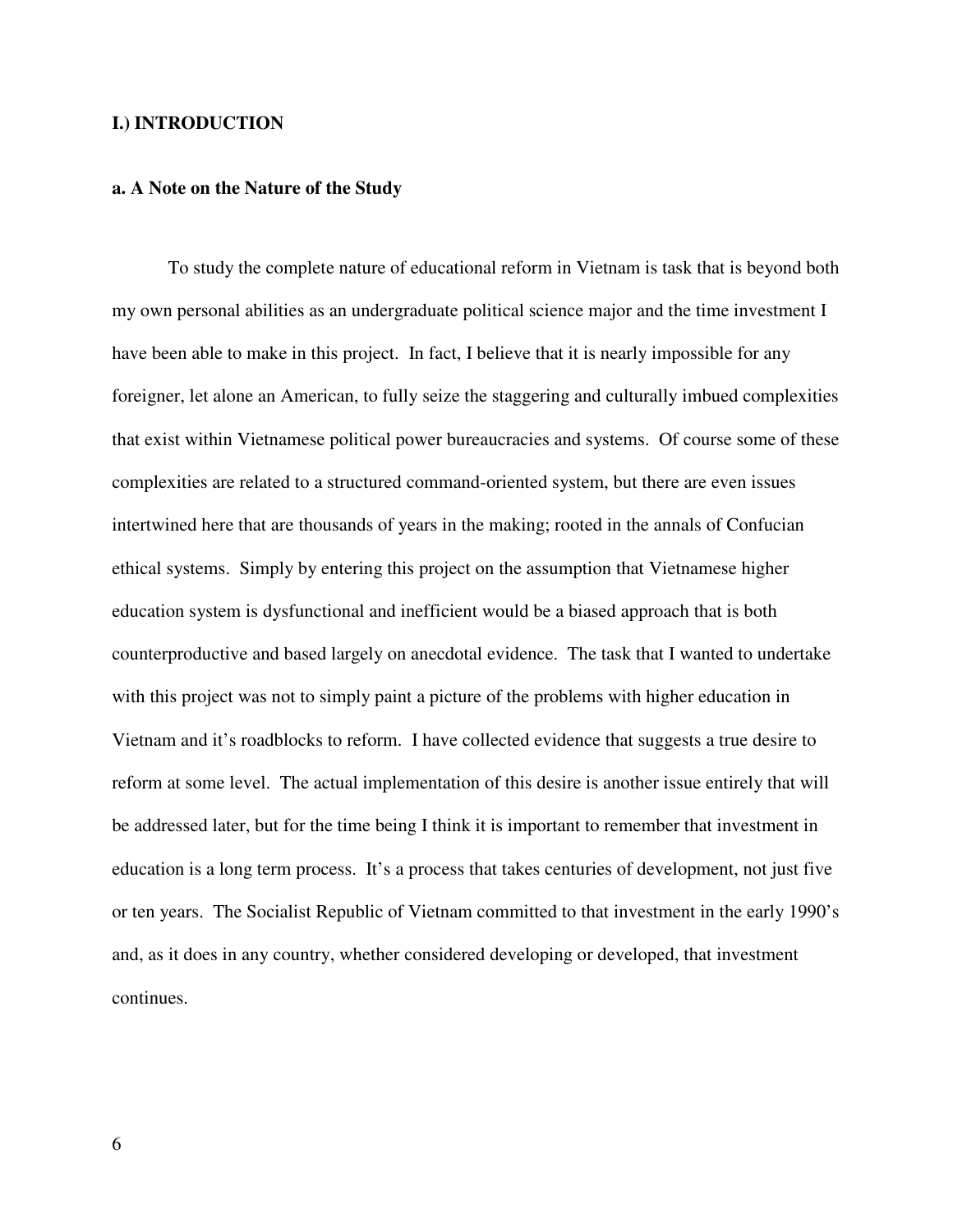# I.) INTRODUCTION

## a. A Note on the Nature of the Study

To study the complete nature of educational reform in Vietnam is task that is beyond both my own personal abilities as an undergraduate political science major and the time investment I have been able to make in this project. In fact, I believe that it is nearly impossible for any foreigner, let alone an American, to fully seize the staggering and culturally imbued complexities that exist within Vietnamese political power bureaucracies and systems. Of course some of these complexities are related to a structured command-oriented system, but there are even issues intertwined here that are thousands of years in the making; rooted in the annals of Confucian ethical systems. Simply by entering this project on the assumption that Vietnamese higher education system is dysfunctional and inefficient would be a biased approach that is both counterproductive and based largely on anecdotal evidence. The task that I wanted to undertake with this project was not to simply paint a picture of the problems with higher education in Vietnam and it's roadblocks to reform. I have collected evidence that suggests a true desire to reform at some level. The actual implementation of this desire is another issue entirely that will be addressed later, but for the time being I think it is important to remember that investment in education is a long term process. It's a process that takes centuries of development, not just five or ten years. The Socialist Republic of Vietnam committed to that investment in the early 1990's and, as it does in any country, whether considered developing or developed, that investment continues.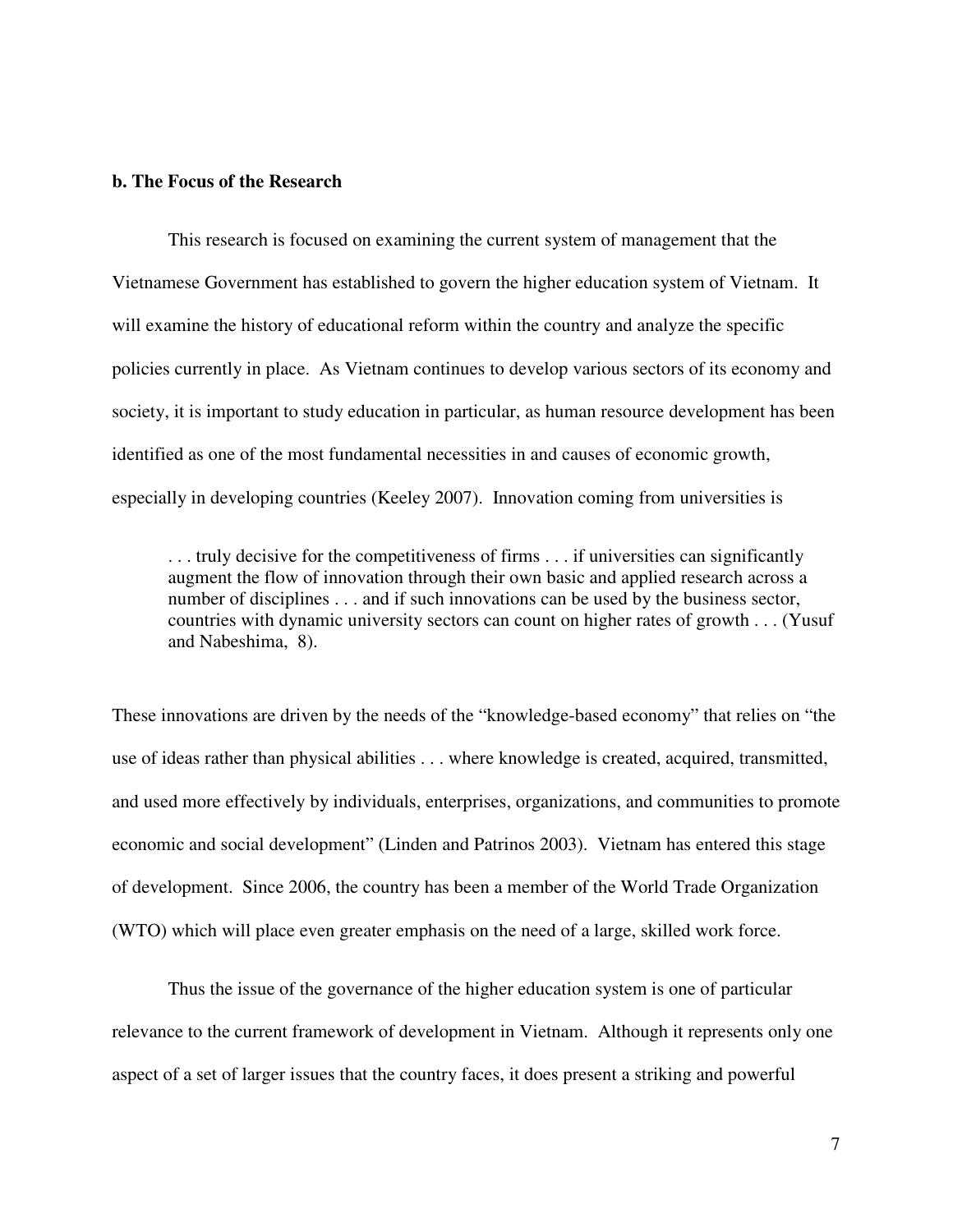**b. The Focus of the Research**

This research is focused on examining the current system of management that the Vietnamese Government has established to govern the higher education system of Vietnam. It will examine the history of educational reform within the country and analyze the specific policies currently in place. As Vietnam continues to develop various sectors of its economy and society, it is important to study education in particular, as human resource development has been identified as one of the most fundamental necessities in and causes of economic growth, especially in developing countries (Keeley 2007). Innovation coming from universities is

> . . . truly decisive for the competitiveness of firms . . . if universities can significantly augment the flow of innovation through their own basic and applied research across a number of disciplines . . . and if such innovations can be used by the business sector, countries with dynamic university sectors can count on higher rates of growth . . . (Yusuf and Nabeshima, 8).

These innovations are driven by the needs of the "knowledge-based economy" that relies on "the use of ideas rather than physical abilities . . . where knowledge is created, acquired, transmitted, and used more effectively by individuals, enterprises, organizations, and communities to promote economic and social development" (Linden and Patrinos 2003). Vietnam has entered this stage of development. Since 2006, the country has been a member of the World Trade Organization (WTO) which will place even greater emphasis on the need of a large, skilled work force.

Thus the issue of the governance of the higher education system is one of particular relevance to the current framework of development in Vietnam. Although it represents only one aspect of a set of larger issues that the country faces, it does present a striking and powerful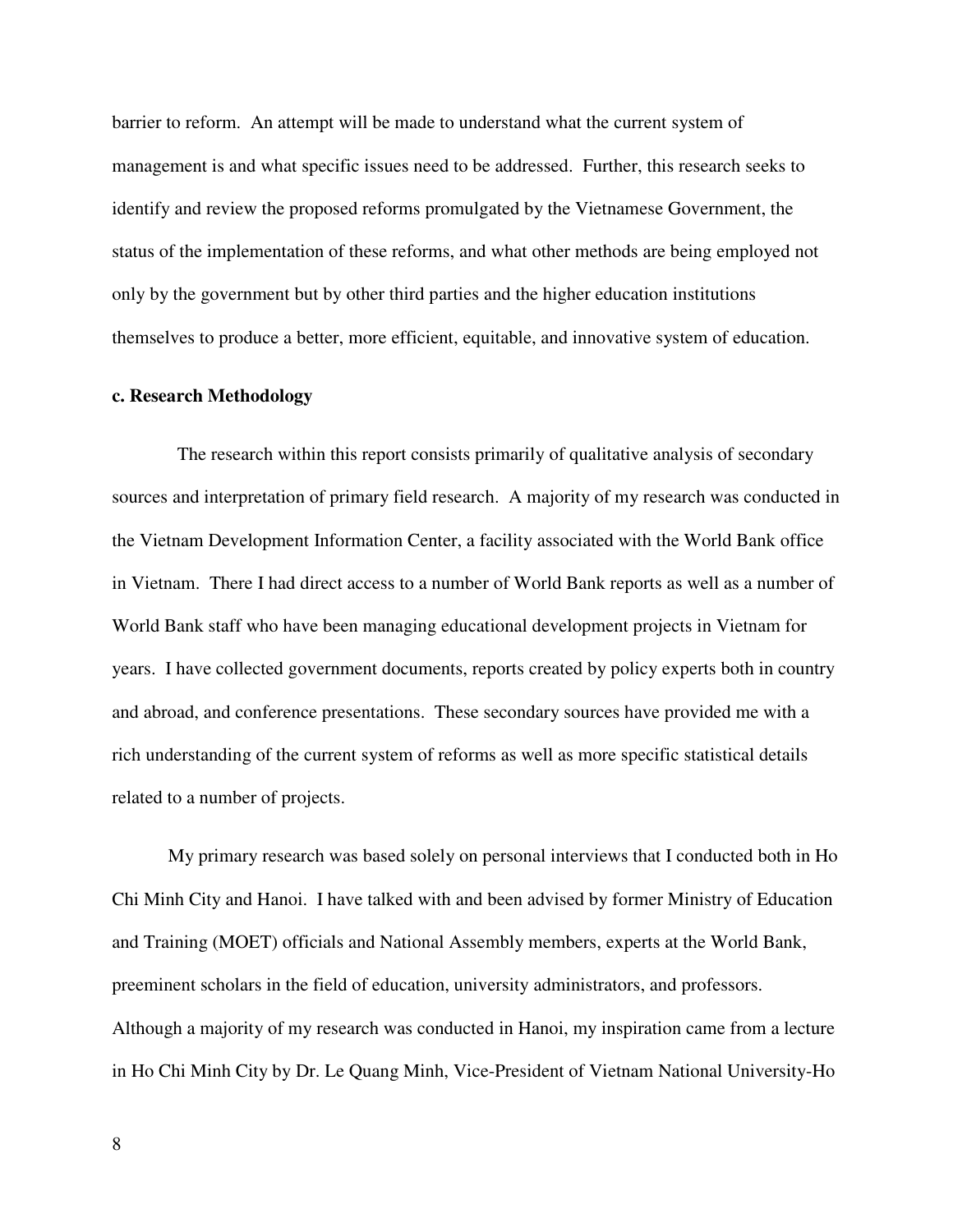barrier to reform. An attempt will be made to understand what the current system of management is and what specific issues need to be addressed. Further, this research seeks to identify and review the proposed reforms promulgated by the Vietnamese Government, the status of the implementation of these reforms, and what other methods are being employed not only by the government but by other third parties and the higher education institutions themselves to produce a better, more efficient, equitable, and innovative system of education.

**c. Research Methodology**

The research within this report consists primarily of qualitative analysis of secondary sources and interpretation of primary field research. A majority of my research was conducted in the Vietnam Development Information Center, a facility associated with the World Bank office in Vietnam. There I had direct access to a number of World Bank reports as well as a number of World Bank staff who have been managing educational development projects in Vietnam for years. I have collected government documents, reports created by policy experts both in country and abroad, and conference presentations. These secondary sources have provided me with a rich understanding of the current system of reforms as well as more specific statistical details related to a number of projects.

My primary research was based solely on personal interviews that I conducted both in Ho Chi Minh City and Hanoi. I have talked with and been advised by former Ministry of Education and Training (MOET) officials and National Assembly members, experts at the World Bank, preeminent scholars in the field of education, university administrators, and professors. Although a majority of my research was conducted in Hanoi, my inspiration came from a lecture in Ho Chi Minh City by Dr. Le Quang Minh, Vice-President of Vietnam National University-Ho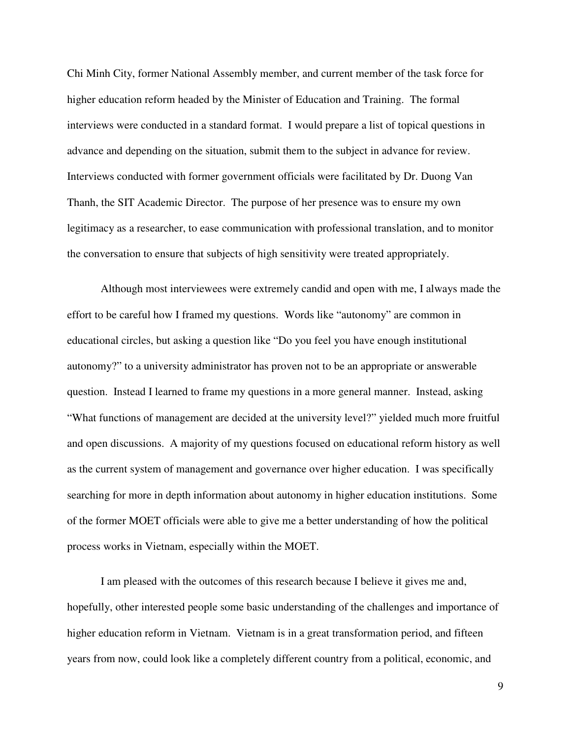Chi Minh City, former National Assembly member, and current member of the task force for higher education reform headed by the Minister of Education and Training. The formal interviews were conducted in a standard format. I would prepare a list of topical questions in advance and depending on the situation, submit them to the subject in advance for review. Interviews conducted with former government officials were facilitated by Dr. Duong Van Thanh, the SIT Academic Director. The purpose of her presence was to ensure my own legitimacy as a researcher, to ease communication with professional translation, and to monitor the conversation to ensure that subjects of high sensitivity were treated appropriately.

Although most interviewees were extremely candid and open with me, I always made the effort to be careful how I framed my questions. Words like "autonomy" are common in educational circles, but asking a question like "Do you feel you have enough institutional autonomy?" to a university administrator has proven not to be an appropriate or answerable question. Instead I learned to frame my questions in a more general manner. Instead, asking "What functions of management are decided at the university level?" yielded much more fruitful and open discussions. A majority of my questions focused on educational reform history as well as the current system of management and governance over higher education. I was specifically searching for more in depth information about autonomy in higher education institutions. Some of the former MOET officials were able to give me a better understanding of how the political process works in Vietnam, especially within the MOET.

I am pleased with the outcomes of this research because I believe it gives me and, hopefully, other interested people some basic understanding of the challenges and importance of higher education reform in Vietnam. Vietnam is in a great transformation period, and fifteen years from now, could look like a completely different country from a political, economic, and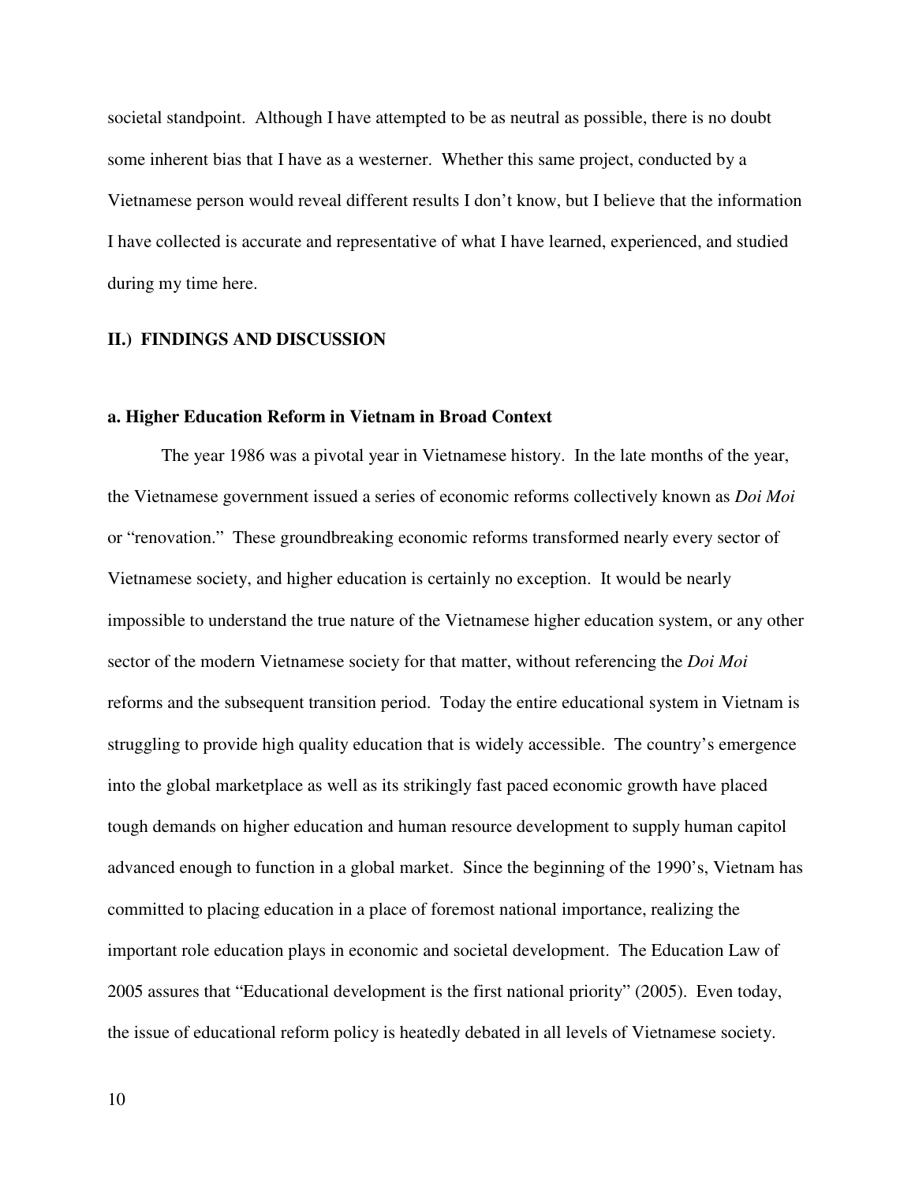societal standpoint. Although I have attempted to be as neutral as possible, there is no doubt some inherent bias that I have as a westerner. Whether this same project, conducted by a Vietnamese person would reveal different results I don't know, but I believe that the information I have collected is accurate and representative of what I have learned, experienced, and studied during my time here.

## II.) FINDINGS AND DISCUSSION

### a. Higher Education Reform in Vietnam in Broad Context

The year 1986 was a pivotal year in Vietnamese history. In the late months of the year, the Vietnamese government issued a series of economic reforms collectively known as *Doi Moi* or "renovation." These groundbreaking economic reforms transformed nearly every sector of Vietnamese society, and higher education is certainly no exception. It would be nearly impossible to understand the true nature of the Vietnamese higher education system, or any other sector of the modern Vietnamese society for that matter, without referencing the *Doi Moi* reforms and the subsequent transition period. Today the entire educational system in Vietnam is struggling to provide high quality education that is widely accessible. The country's emergence into the global marketplace as well as its strikingly fast paced economic growth have placed tough demands on higher education and human resource development to supply human capitol advanced enough to function in a global market. Since the beginning of the 1990's, Vietnam has committed to placing education in a place of foremost national importance, realizing the important role education plays in economic and societal development. The Education Law of 2005 assures that "Educational development is the first national priority" (2005). Even today, the issue of educational reform policy is heatedly debated in all levels of Vietnamese society.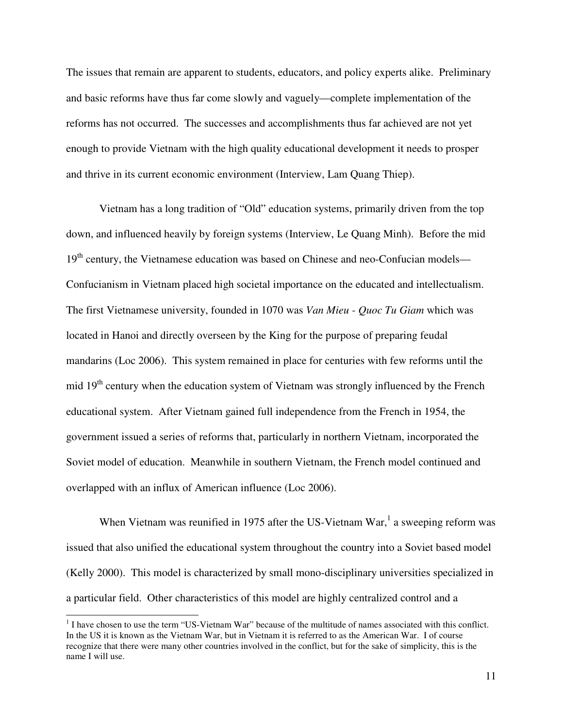The issues that remain are apparent to students, educators, and policy experts alike. Preliminary and basic reforms have thus far come slowly and vaguely—complete implementation of the reforms has not occurred. The successes and accomplishments thus far achieved are not yet enough to provide Vietnam with the high quality educational development it needs to prosper and thrive in its current economic environment (Interview, Lam Quang Thiep).

Vietnam has a long tradition of "Old" education systems, primarily driven from the top down, and influenced heavily by foreign systems (Interview, Le Quang Minh). Before the mid 19th century, the Vietnamese education was based on Chinese and neo-Confucian models—Confucianism in Vietnam placed high societal importance on the educated and intellectualism. The first Vietnamese university, founded in 1070 was *Van Mieu - Quoc Tu Giam* which was located in Hanoi and directly overseen by the King for the purpose of preparing feudal mandarins (Loc 2006). This system remained in place for centuries with few reforms until the mid 19th century when the education system of Vietnam was strongly influenced by the French educational system. After Vietnam gained full independence from the French in 1954, the government issued a series of reforms that, particularly in northern Vietnam, incorporated the Soviet model of education. Meanwhile in southern Vietnam, the French model continued and overlapped with an influx of American influence (Loc 2006).

When Vietnam was reunified in 1975 after the US-Vietnam War,[1] a sweeping reform was issued that also unified the educational system throughout the country into a Soviet based model (Kelly 2000). This model is characterized by small mono-disciplinary universities specialized in a particular field. Other characteristics of this model are highly centralized control and a

[1] I have chosen to use the term "US-Vietnam War" because of the multitude of names associated with this conflict. In the US it is known as the Vietnam War, but in Vietnam it is referred to as the American War. I of course recognize that there were many other countries involved in the conflict, but for the sake of simplicity, this is the name I will use.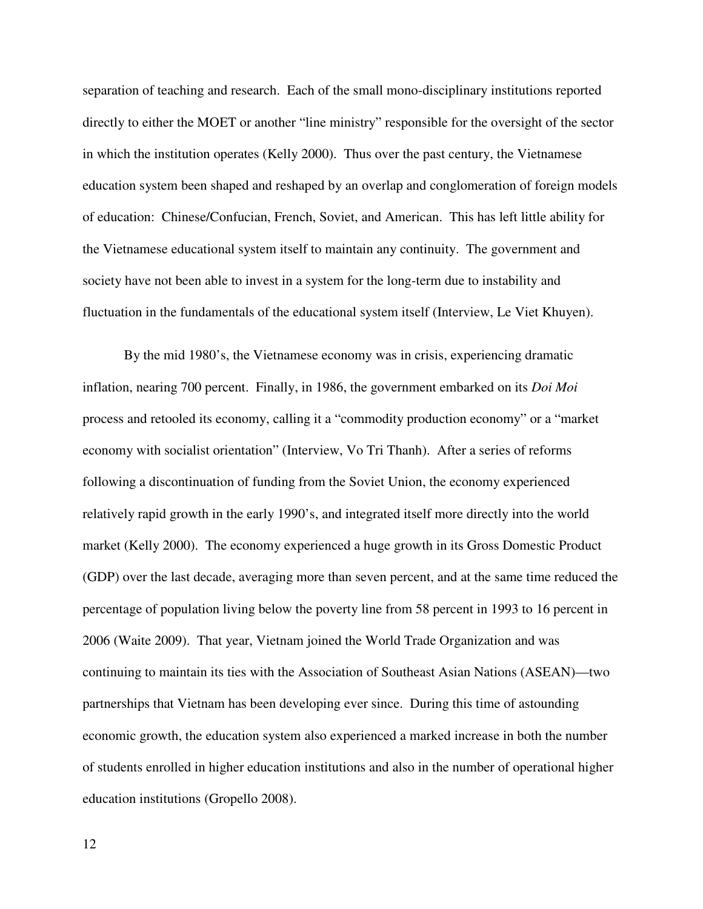separation of teaching and research. Each of the small mono-disciplinary institutions reported directly to either the MOET or another "line ministry" responsible for the oversight of the sector in which the institution operates (Kelly 2000). Thus over the past century, the Vietnamese education system been shaped and reshaped by an overlap and conglomeration of foreign models of education: Chinese/Confucian, French, Soviet, and American. This has left little ability for the Vietnamese educational system itself to maintain any continuity. The government and society have not been able to invest in a system for the long-term due to instability and fluctuation in the fundamentals of the educational system itself (Interview, Le Viet Khuyen).

By the mid 1980's, the Vietnamese economy was in crisis, experiencing dramatic inflation, nearing 700 percent. Finally, in 1986, the government embarked on its *Doi Moi* process and retooled its economy, calling it a "commodity production economy" or a "market economy with socialist orientation" (Interview, Vo Tri Thanh). After a series of reforms following a discontinuation of funding from the Soviet Union, the economy experienced relatively rapid growth in the early 1990's, and integrated itself more directly into the world market (Kelly 2000). The economy experienced a huge growth in its Gross Domestic Product (GDP) over the last decade, averaging more than seven percent, and at the same time reduced the percentage of population living below the poverty line from 58 percent in 1993 to 16 percent in 2006 (Waite 2009). That year, Vietnam joined the World Trade Organization and was continuing to maintain its ties with the Association of Southeast Asian Nations (ASEAN)—two partnerships that Vietnam has been developing ever since. During this time of astounding economic growth, the education system also experienced a marked increase in both the number of students enrolled in higher education institutions and also in the number of operational higher education institutions (Gropello 2008).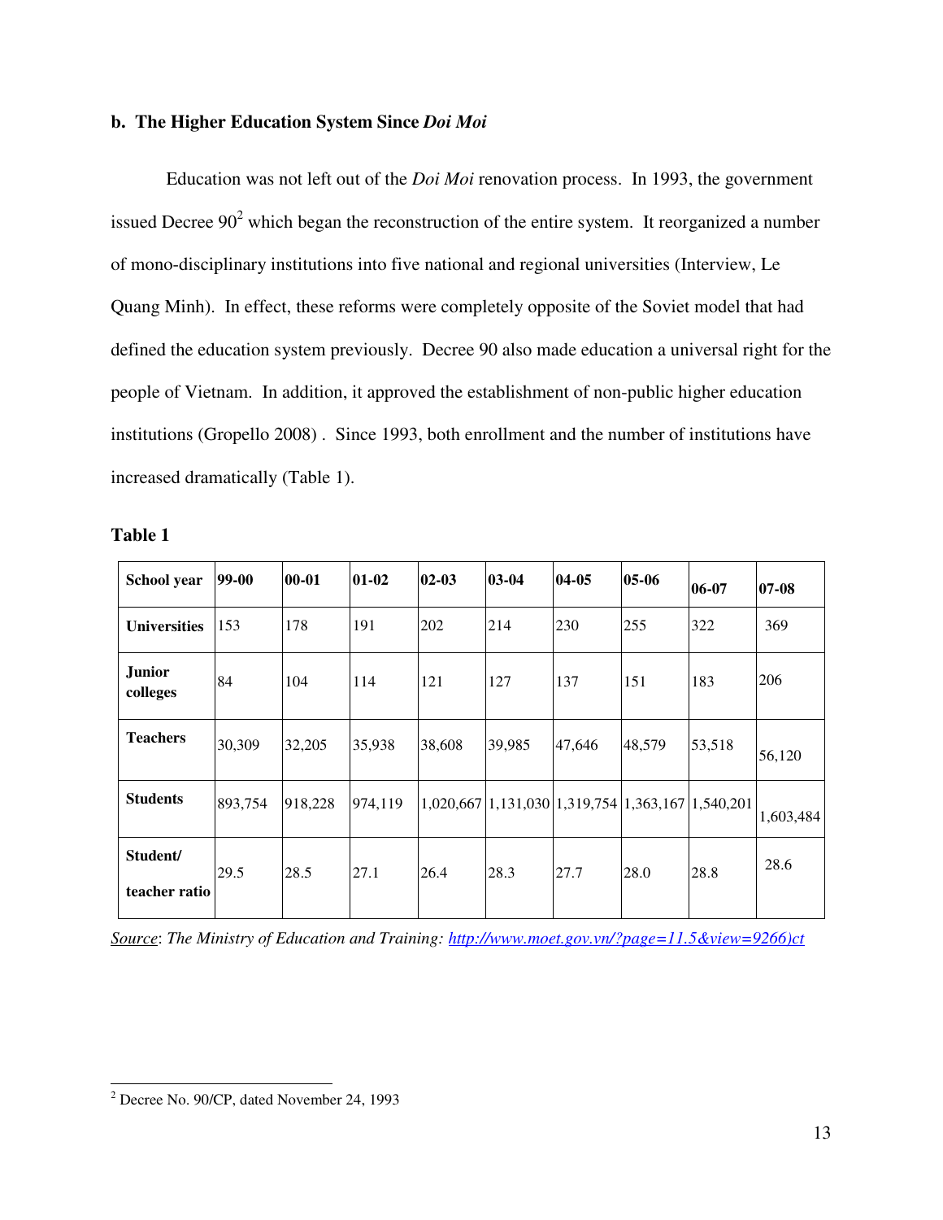### b. The Higher Education System Since *Doi Moi*

Education was not left out of the *Doi Moi* renovation process. In 1993, the government issued Decree 90[2] which began the reconstruction of the entire system. It reorganized a number of mono-disciplinary institutions into five national and regional universities (Interview, Le Quang Minh). In effect, these reforms were completely opposite of the Soviet model that had defined the education system previously. Decree 90 also made education a universal right for the people of Vietnam. In addition, it approved the establishment of non-public higher education institutions (Gropello 2008) . Since 1993, both enrollment and the number of institutions have increased dramatically (Table 1).

**Table 1**

| **School year** | **99-00** | **00-01** | **01-02** | **02-03** | **03-04** | **04-05** | **05-06** | **06-07** | **07-08** |
|---|---|---|---|---|---|---|---|---|---|
| **Universities** | 153 | 178 | 191 | 202 | 214 | 230 | 255 | 322 | 369 |
| **Junior colleges** | 84 | 104 | 114 | 121 | 127 | 137 | 151 | 183 | 206 |
| **Teachers** | 30,309 | 32,205 | 35,938 | 38,608 | 39,985 | 47,646 | 48,579 | 53,518 | 56,120 |
| **Students** | 893,754 | 918,228 | 974,119 | 1,020,667 | 1,131,030 | 1,319,754 | 1,363,167 | 1,540,201 | 1,603,484 |
| **Student/ teacher ratio** | 29.5 | 28.5 | 27.1 | 26.4 | 28.3 | 27.7 | 28.0 | 28.8 | 28.6 |

*Source*: *The Ministry of Education and Training: http://www.moet.gov.vn/?page=11.5&view=9266)ct*

---

[2] Decree No. 90/CP, dated November 24, 1993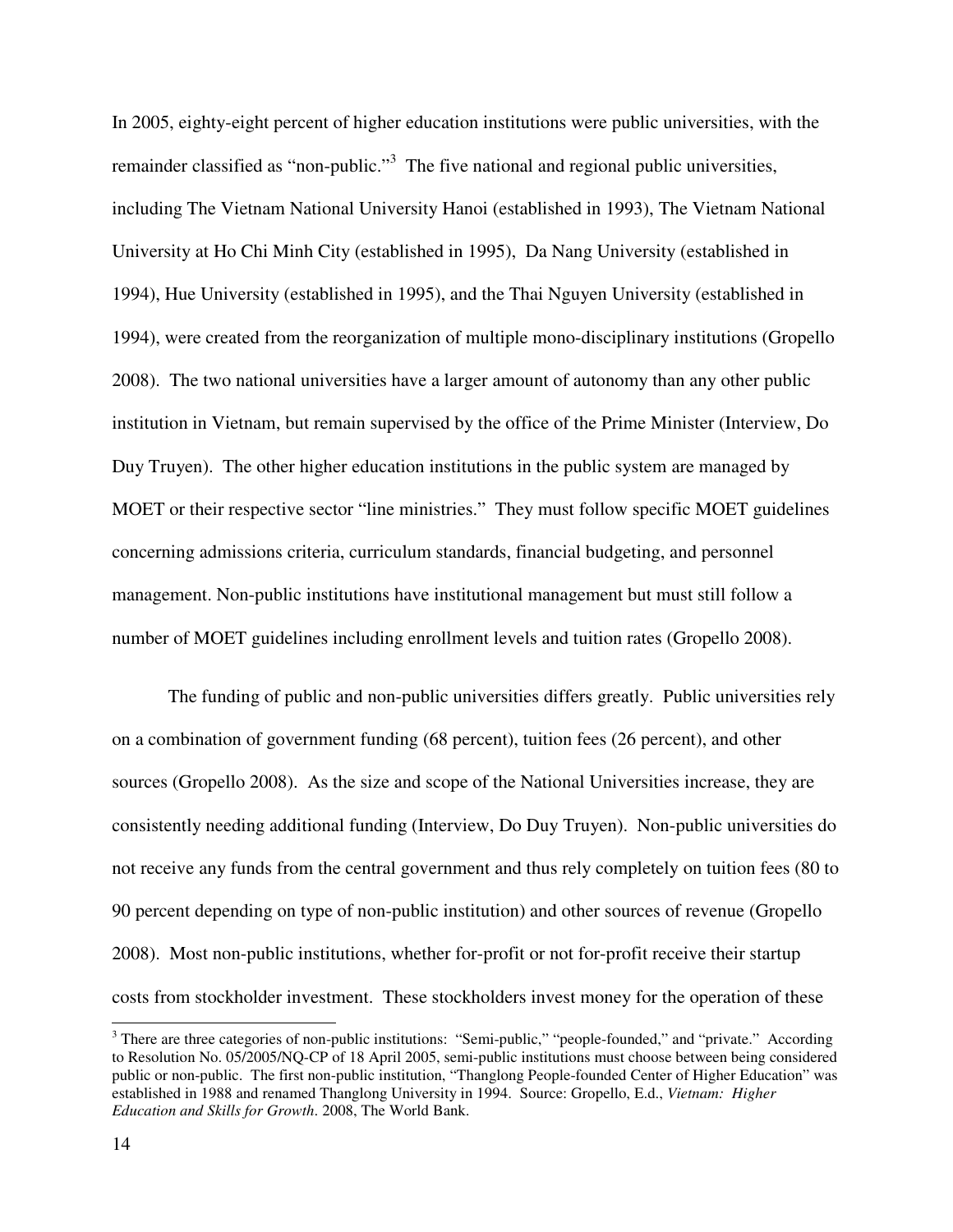In 2005, eighty-eight percent of higher education institutions were public universities, with the remainder classified as "non-public."[3] The five national and regional public universities, including The Vietnam National University Hanoi (established in 1993), The Vietnam National University at Ho Chi Minh City (established in 1995), Da Nang University (established in 1994), Hue University (established in 1995), and the Thai Nguyen University (established in 1994), were created from the reorganization of multiple mono-disciplinary institutions (Gropello 2008). The two national universities have a larger amount of autonomy than any other public institution in Vietnam, but remain supervised by the office of the Prime Minister (Interview, Do Duy Truyen). The other higher education institutions in the public system are managed by MOET or their respective sector "line ministries." They must follow specific MOET guidelines concerning admissions criteria, curriculum standards, financial budgeting, and personnel management. Non-public institutions have institutional management but must still follow a number of MOET guidelines including enrollment levels and tuition rates (Gropello 2008).

The funding of public and non-public universities differs greatly. Public universities rely on a combination of government funding (68 percent), tuition fees (26 percent), and other sources (Gropello 2008). As the size and scope of the National Universities increase, they are consistently needing additional funding (Interview, Do Duy Truyen). Non-public universities do not receive any funds from the central government and thus rely completely on tuition fees (80 to 90 percent depending on type of non-public institution) and other sources of revenue (Gropello 2008). Most non-public institutions, whether for-profit or not for-profit receive their startup costs from stockholder investment. These stockholders invest money for the operation of these

[3] There are three categories of non-public institutions: "Semi-public," "people-founded," and "private." According to Resolution No. 05/2005/NQ-CP of 18 April 2005, semi-public institutions must choose between being considered public or non-public. The first non-public institution, "Thanglong People-founded Center of Higher Education" was established in 1988 and renamed Thanglong University in 1994. Source: Gropello, E.d., *Vietnam: Higher Education and Skills for Growth*. 2008, The World Bank.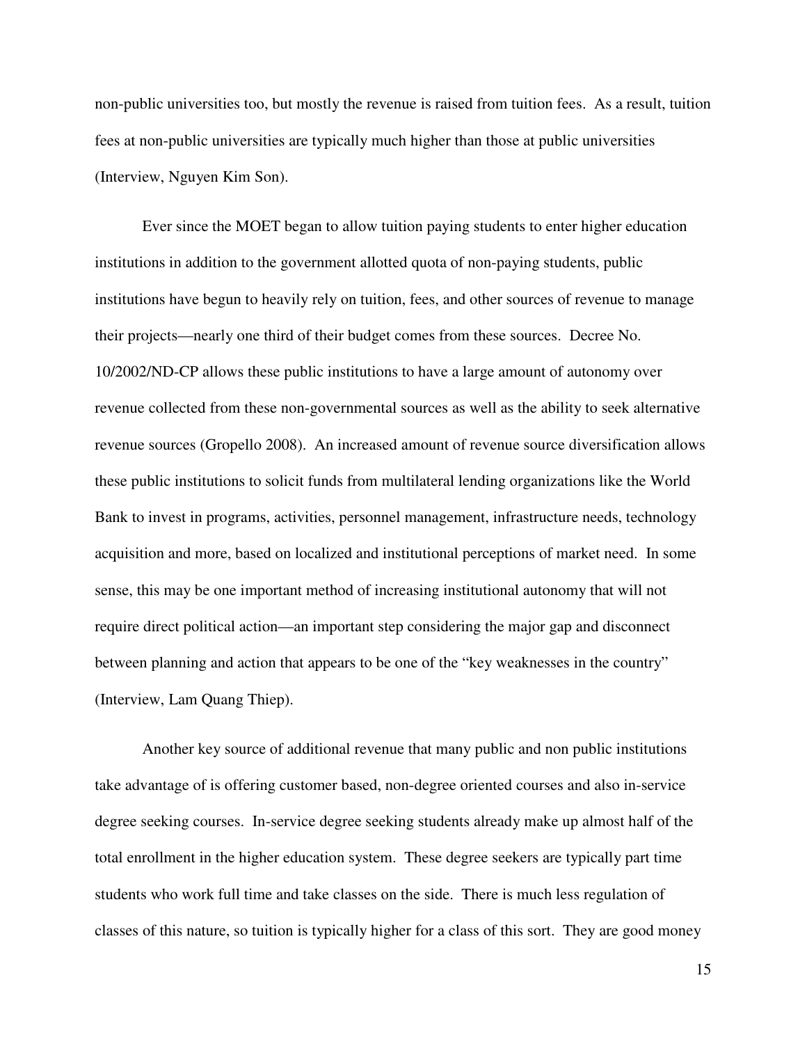non-public universities too, but mostly the revenue is raised from tuition fees. As a result, tuition fees at non-public universities are typically much higher than those at public universities (Interview, Nguyen Kim Son).

Ever since the MOET began to allow tuition paying students to enter higher education institutions in addition to the government allotted quota of non-paying students, public institutions have begun to heavily rely on tuition, fees, and other sources of revenue to manage their projects—nearly one third of their budget comes from these sources. Decree No. 10/2002/ND-CP allows these public institutions to have a large amount of autonomy over revenue collected from these non-governmental sources as well as the ability to seek alternative revenue sources (Gropello 2008). An increased amount of revenue source diversification allows these public institutions to solicit funds from multilateral lending organizations like the World Bank to invest in programs, activities, personnel management, infrastructure needs, technology acquisition and more, based on localized and institutional perceptions of market need. In some sense, this may be one important method of increasing institutional autonomy that will not require direct political action—an important step considering the major gap and disconnect between planning and action that appears to be one of the "key weaknesses in the country" (Interview, Lam Quang Thiep).

Another key source of additional revenue that many public and non public institutions take advantage of is offering customer based, non-degree oriented courses and also in-service degree seeking courses. In-service degree seeking students already make up almost half of the total enrollment in the higher education system. These degree seekers are typically part time students who work full time and take classes on the side. There is much less regulation of classes of this nature, so tuition is typically higher for a class of this sort. They are good money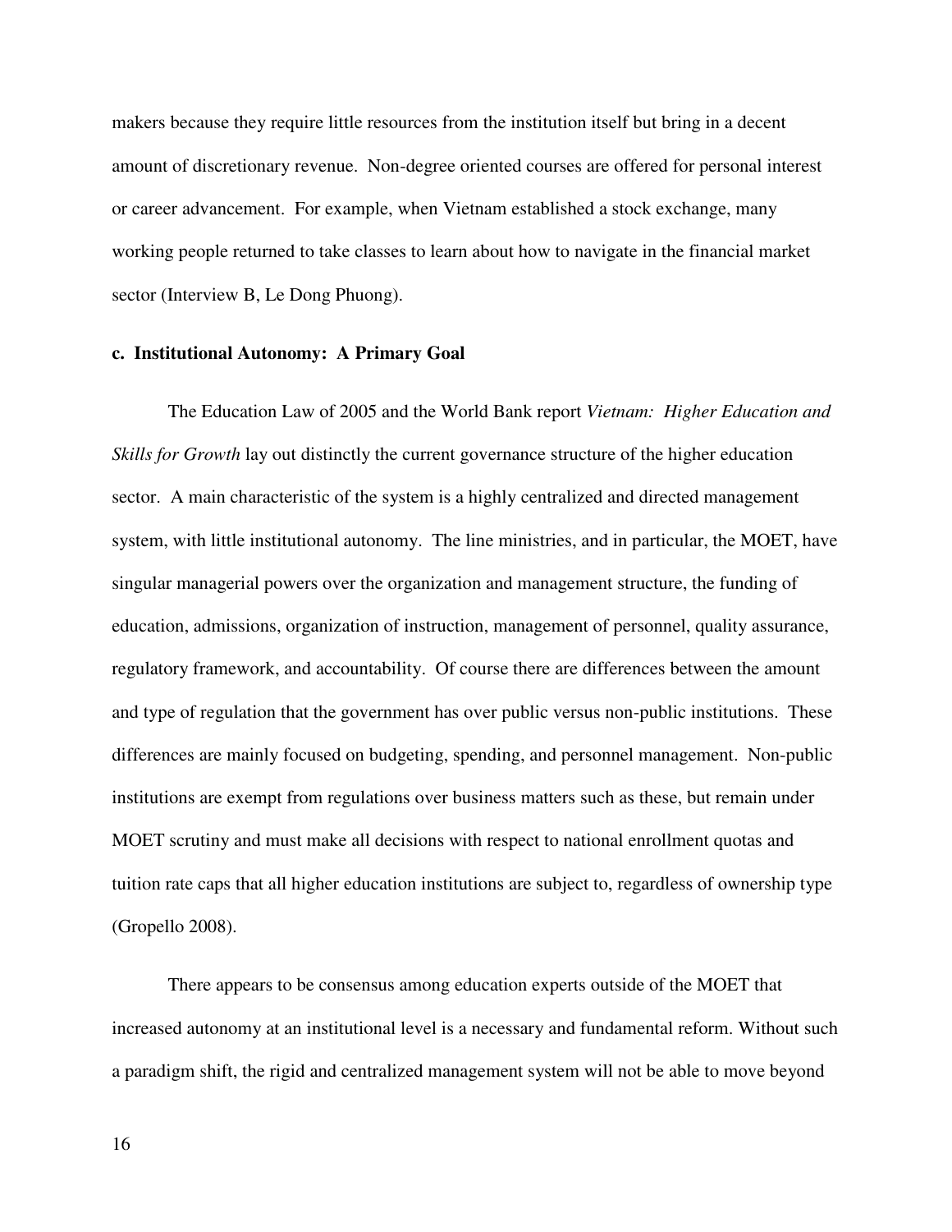makers because they require little resources from the institution itself but bring in a decent amount of discretionary revenue. Non-degree oriented courses are offered for personal interest or career advancement. For example, when Vietnam established a stock exchange, many working people returned to take classes to learn about how to navigate in the financial market sector (Interview B, Le Dong Phuong).

### c. Institutional Autonomy: A Primary Goal

The Education Law of 2005 and the World Bank report *Vietnam: Higher Education and Skills for Growth* lay out distinctly the current governance structure of the higher education sector. A main characteristic of the system is a highly centralized and directed management system, with little institutional autonomy. The line ministries, and in particular, the MOET, have singular managerial powers over the organization and management structure, the funding of education, admissions, organization of instruction, management of personnel, quality assurance, regulatory framework, and accountability. Of course there are differences between the amount and type of regulation that the government has over public versus non-public institutions. These differences are mainly focused on budgeting, spending, and personnel management. Non-public institutions are exempt from regulations over business matters such as these, but remain under MOET scrutiny and must make all decisions with respect to national enrollment quotas and tuition rate caps that all higher education institutions are subject to, regardless of ownership type (Gropello 2008).

There appears to be consensus among education experts outside of the MOET that increased autonomy at an institutional level is a necessary and fundamental reform. Without such a paradigm shift, the rigid and centralized management system will not be able to move beyond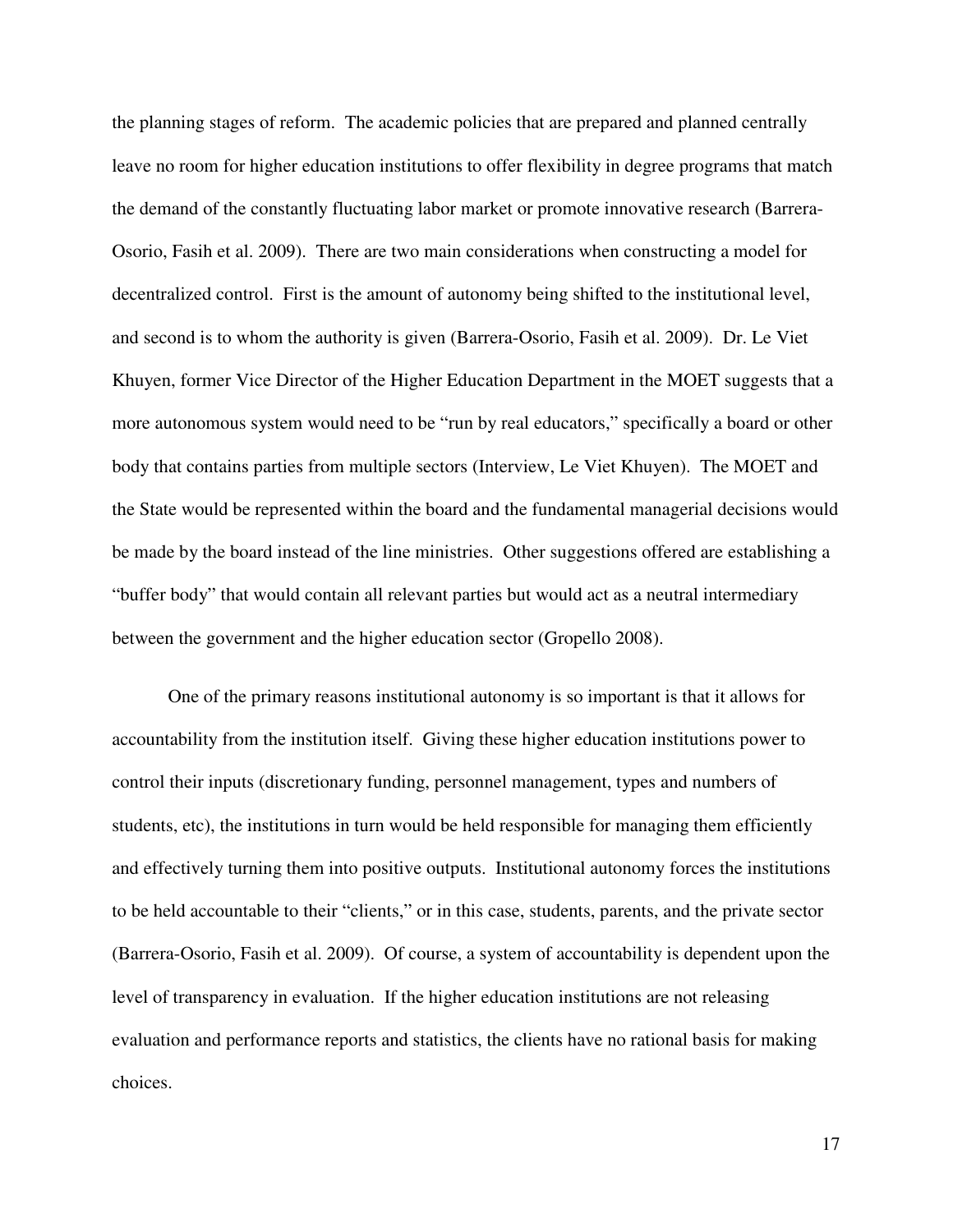the planning stages of reform. The academic policies that are prepared and planned centrally leave no room for higher education institutions to offer flexibility in degree programs that match the demand of the constantly fluctuating labor market or promote innovative research (Barrera-Osorio, Fasih et al. 2009). There are two main considerations when constructing a model for decentralized control. First is the amount of autonomy being shifted to the institutional level, and second is to whom the authority is given (Barrera-Osorio, Fasih et al. 2009). Dr. Le Viet Khuyen, former Vice Director of the Higher Education Department in the MOET suggests that a more autonomous system would need to be "run by real educators," specifically a board or other body that contains parties from multiple sectors (Interview, Le Viet Khuyen). The MOET and the State would be represented within the board and the fundamental managerial decisions would be made by the board instead of the line ministries. Other suggestions offered are establishing a "buffer body" that would contain all relevant parties but would act as a neutral intermediary between the government and the higher education sector (Gropello 2008).

One of the primary reasons institutional autonomy is so important is that it allows for accountability from the institution itself. Giving these higher education institutions power to control their inputs (discretionary funding, personnel management, types and numbers of students, etc), the institutions in turn would be held responsible for managing them efficiently and effectively turning them into positive outputs. Institutional autonomy forces the institutions to be held accountable to their "clients," or in this case, students, parents, and the private sector (Barrera-Osorio, Fasih et al. 2009). Of course, a system of accountability is dependent upon the level of transparency in evaluation. If the higher education institutions are not releasing evaluation and performance reports and statistics, the clients have no rational basis for making choices.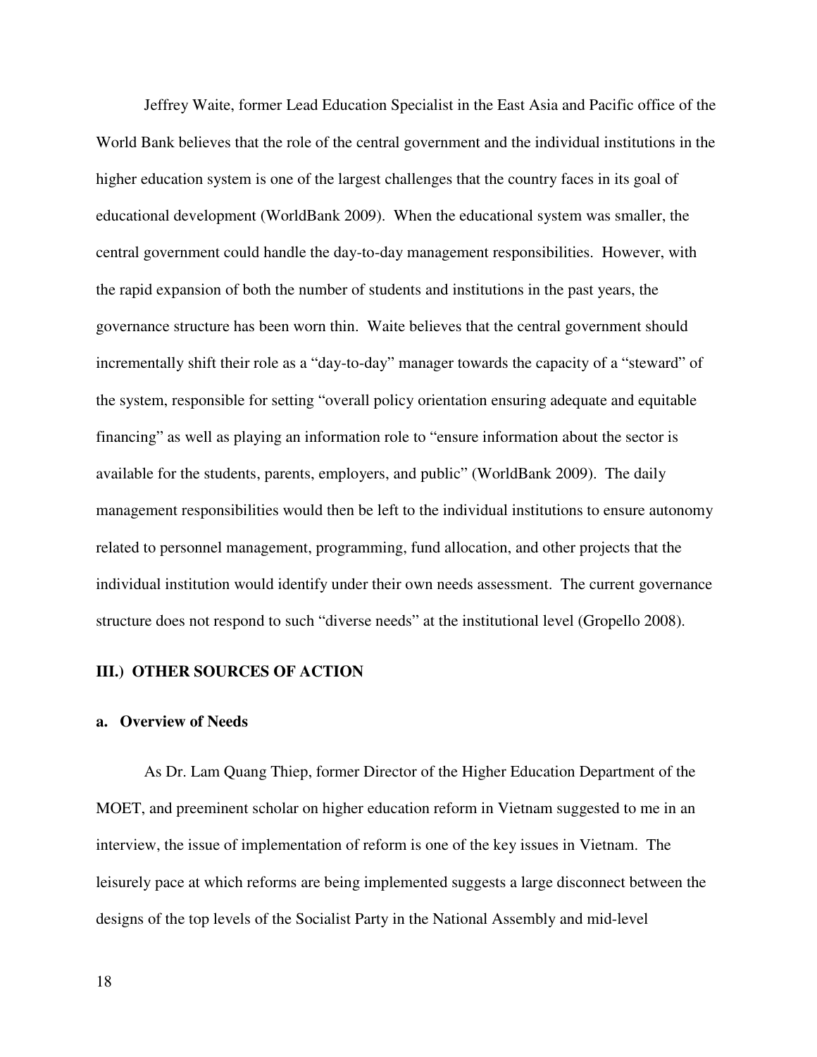Jeffrey Waite, former Lead Education Specialist in the East Asia and Pacific office of the World Bank believes that the role of the central government and the individual institutions in the higher education system is one of the largest challenges that the country faces in its goal of educational development (WorldBank 2009). When the educational system was smaller, the central government could handle the day-to-day management responsibilities. However, with the rapid expansion of both the number of students and institutions in the past years, the governance structure has been worn thin. Waite believes that the central government should incrementally shift their role as a "day-to-day" manager towards the capacity of a "steward" of the system, responsible for setting "overall policy orientation ensuring adequate and equitable financing" as well as playing an information role to "ensure information about the sector is available for the students, parents, employers, and public" (WorldBank 2009). The daily management responsibilities would then be left to the individual institutions to ensure autonomy related to personnel management, programming, fund allocation, and other projects that the individual institution would identify under their own needs assessment. The current governance structure does not respond to such "diverse needs" at the institutional level (Gropello 2008).

## III.) OTHER SOURCES OF ACTION

### a. Overview of Needs

As Dr. Lam Quang Thiep, former Director of the Higher Education Department of the MOET, and preeminent scholar on higher education reform in Vietnam suggested to me in an interview, the issue of implementation of reform is one of the key issues in Vietnam. The leisurely pace at which reforms are being implemented suggests a large disconnect between the designs of the top levels of the Socialist Party in the National Assembly and mid-level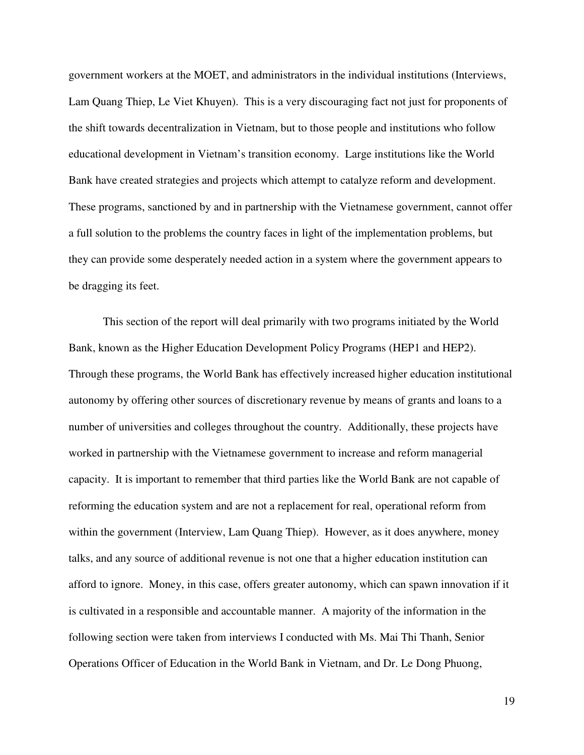government workers at the MOET, and administrators in the individual institutions (Interviews, Lam Quang Thiep, Le Viet Khuyen). This is a very discouraging fact not just for proponents of the shift towards decentralization in Vietnam, but to those people and institutions who follow educational development in Vietnam's transition economy. Large institutions like the World Bank have created strategies and projects which attempt to catalyze reform and development. These programs, sanctioned by and in partnership with the Vietnamese government, cannot offer a full solution to the problems the country faces in light of the implementation problems, but they can provide some desperately needed action in a system where the government appears to be dragging its feet.

This section of the report will deal primarily with two programs initiated by the World Bank, known as the Higher Education Development Policy Programs (HEP1 and HEP2). Through these programs, the World Bank has effectively increased higher education institutional autonomy by offering other sources of discretionary revenue by means of grants and loans to a number of universities and colleges throughout the country. Additionally, these projects have worked in partnership with the Vietnamese government to increase and reform managerial capacity. It is important to remember that third parties like the World Bank are not capable of reforming the education system and are not a replacement for real, operational reform from within the government (Interview, Lam Quang Thiep). However, as it does anywhere, money talks, and any source of additional revenue is not one that a higher education institution can afford to ignore. Money, in this case, offers greater autonomy, which can spawn innovation if it is cultivated in a responsible and accountable manner. A majority of the information in the following section were taken from interviews I conducted with Ms. Mai Thi Thanh, Senior Operations Officer of Education in the World Bank in Vietnam, and Dr. Le Dong Phuong,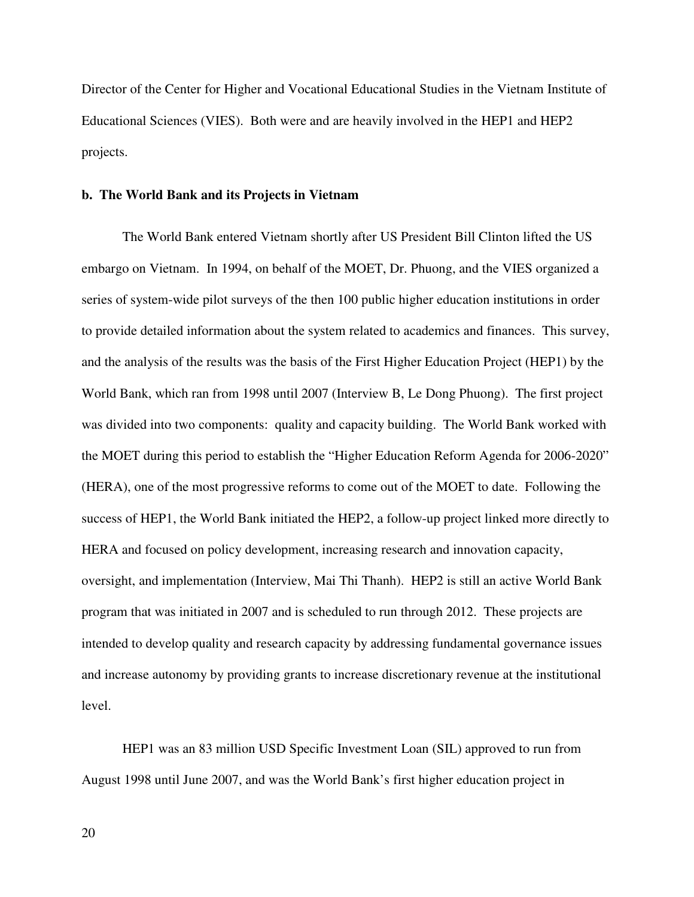Director of the Center for Higher and Vocational Educational Studies in the Vietnam Institute of Educational Sciences (VIES). Both were and are heavily involved in the HEP1 and HEP2 projects.

**b. The World Bank and its Projects in Vietnam**

The World Bank entered Vietnam shortly after US President Bill Clinton lifted the US embargo on Vietnam. In 1994, on behalf of the MOET, Dr. Phuong, and the VIES organized a series of system-wide pilot surveys of the then 100 public higher education institutions in order to provide detailed information about the system related to academics and finances. This survey, and the analysis of the results was the basis of the First Higher Education Project (HEP1) by the World Bank, which ran from 1998 until 2007 (Interview B, Le Dong Phuong). The first project was divided into two components: quality and capacity building. The World Bank worked with the MOET during this period to establish the "Higher Education Reform Agenda for 2006-2020" (HERA), one of the most progressive reforms to come out of the MOET to date. Following the success of HEP1, the World Bank initiated the HEP2, a follow-up project linked more directly to HERA and focused on policy development, increasing research and innovation capacity, oversight, and implementation (Interview, Mai Thi Thanh). HEP2 is still an active World Bank program that was initiated in 2007 and is scheduled to run through 2012. These projects are intended to develop quality and research capacity by addressing fundamental governance issues and increase autonomy by providing grants to increase discretionary revenue at the institutional level.

HEP1 was an 83 million USD Specific Investment Loan (SIL) approved to run from August 1998 until June 2007, and was the World Bank's first higher education project in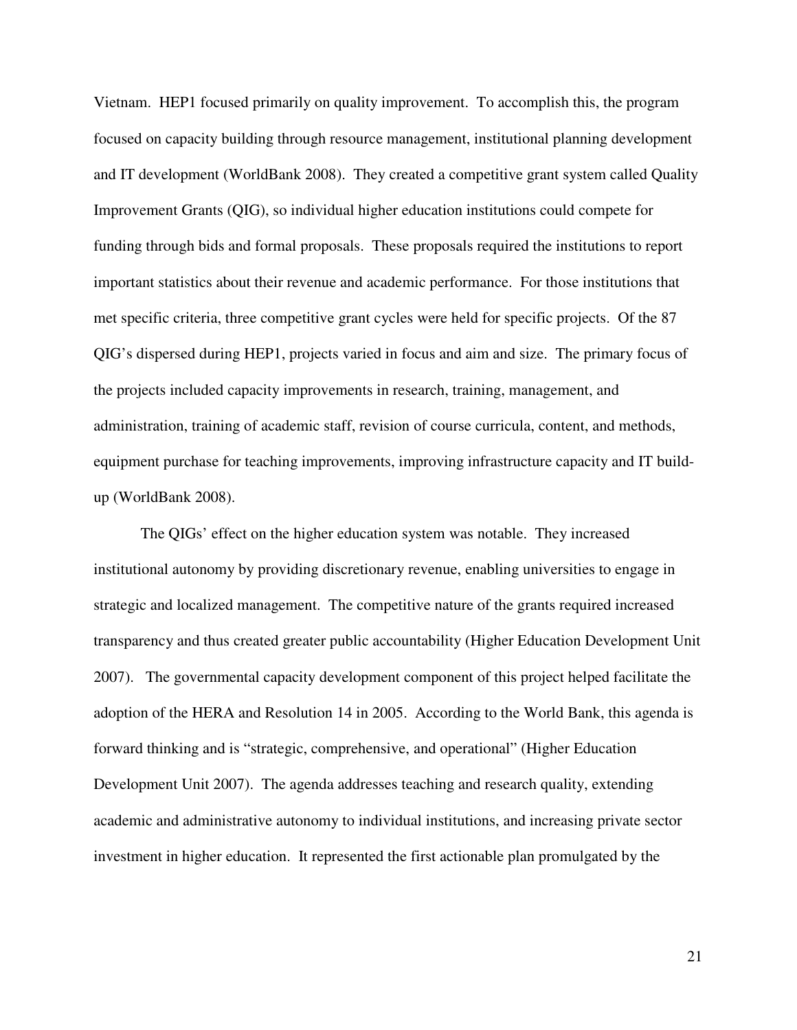Vietnam. HEP1 focused primarily on quality improvement. To accomplish this, the program focused on capacity building through resource management, institutional planning development and IT development (WorldBank 2008). They created a competitive grant system called Quality Improvement Grants (QIG), so individual higher education institutions could compete for funding through bids and formal proposals. These proposals required the institutions to report important statistics about their revenue and academic performance. For those institutions that met specific criteria, three competitive grant cycles were held for specific projects. Of the 87 QIG's dispersed during HEP1, projects varied in focus and aim and size. The primary focus of the projects included capacity improvements in research, training, management, and administration, training of academic staff, revision of course curricula, content, and methods, equipment purchase for teaching improvements, improving infrastructure capacity and IT build-up (WorldBank 2008).

The QIGs' effect on the higher education system was notable. They increased institutional autonomy by providing discretionary revenue, enabling universities to engage in strategic and localized management. The competitive nature of the grants required increased transparency and thus created greater public accountability (Higher Education Development Unit 2007). The governmental capacity development component of this project helped facilitate the adoption of the HERA and Resolution 14 in 2005. According to the World Bank, this agenda is forward thinking and is "strategic, comprehensive, and operational" (Higher Education Development Unit 2007). The agenda addresses teaching and research quality, extending academic and administrative autonomy to individual institutions, and increasing private sector investment in higher education. It represented the first actionable plan promulgated by the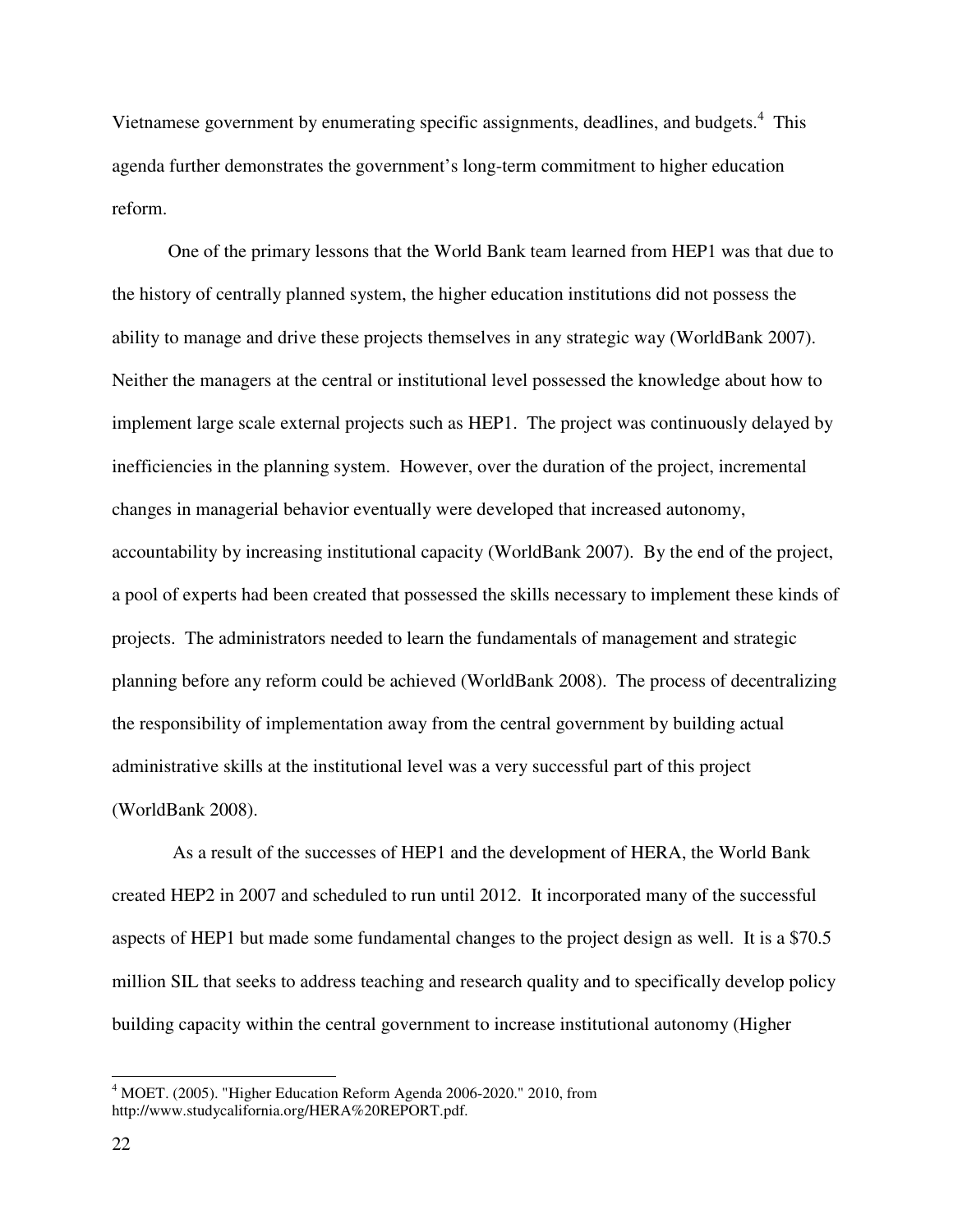Vietnamese government by enumerating specific assignments, deadlines, and budgets.[4] This agenda further demonstrates the government's long-term commitment to higher education reform.

One of the primary lessons that the World Bank team learned from HEP1 was that due to the history of centrally planned system, the higher education institutions did not possess the ability to manage and drive these projects themselves in any strategic way (WorldBank 2007). Neither the managers at the central or institutional level possessed the knowledge about how to implement large scale external projects such as HEP1. The project was continuously delayed by inefficiencies in the planning system. However, over the duration of the project, incremental changes in managerial behavior eventually were developed that increased autonomy, accountability by increasing institutional capacity (WorldBank 2007). By the end of the project, a pool of experts had been created that possessed the skills necessary to implement these kinds of projects. The administrators needed to learn the fundamentals of management and strategic planning before any reform could be achieved (WorldBank 2008). The process of decentralizing the responsibility of implementation away from the central government by building actual administrative skills at the institutional level was a very successful part of this project (WorldBank 2008).

As a result of the successes of HEP1 and the development of HERA, the World Bank created HEP2 in 2007 and scheduled to run until 2012. It incorporated many of the successful aspects of HEP1 but made some fundamental changes to the project design as well. It is a $70.5 million SIL that seeks to address teaching and research quality and to specifically develop policy building capacity within the central government to increase institutional autonomy (Higher

[4] MOET. (2005). "Higher Education Reform Agenda 2006-2020." 2010, from http://www.studycalifornia.org/HERA%20REPORT.pdf.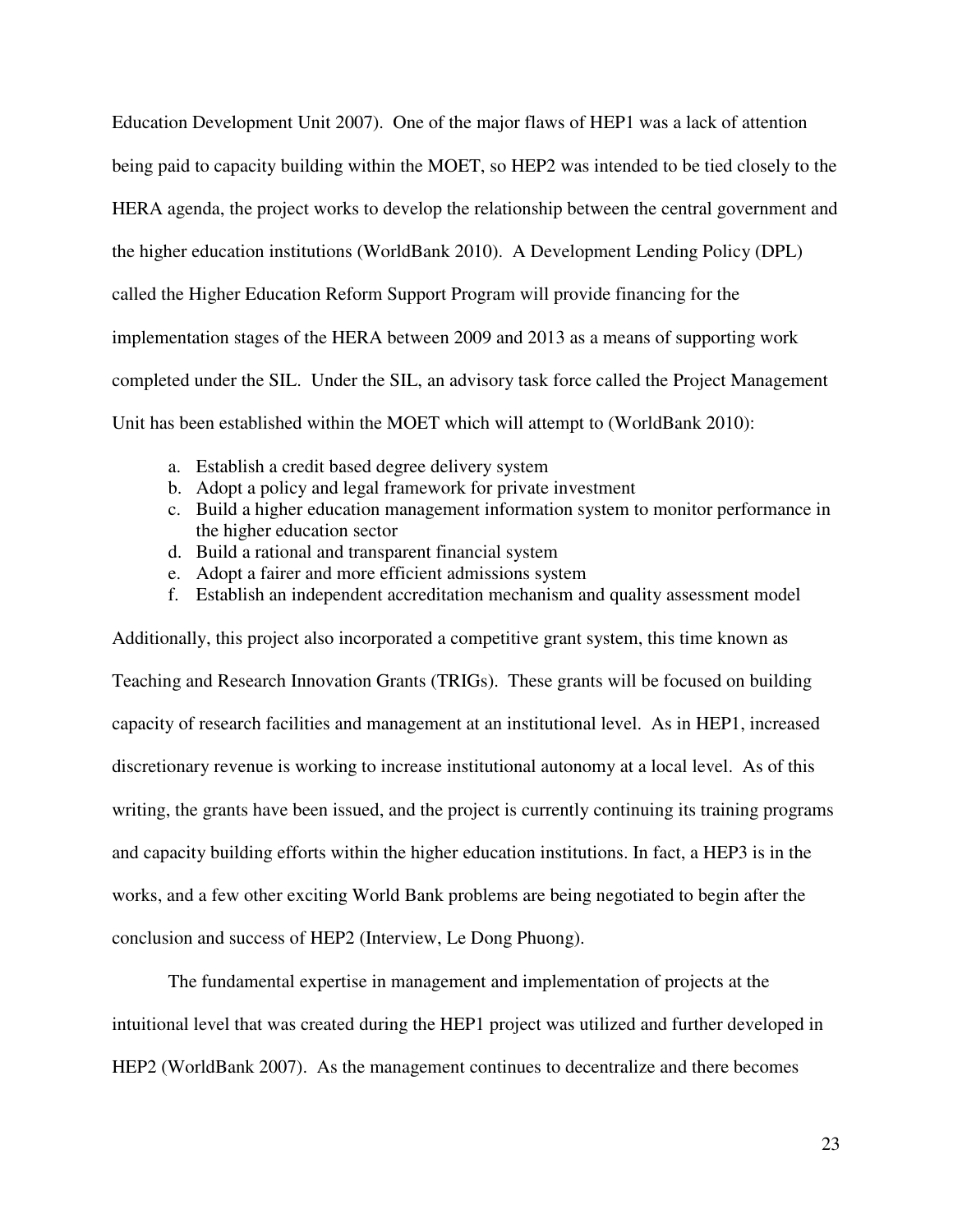Education Development Unit 2007). One of the major flaws of HEP1 was a lack of attention being paid to capacity building within the MOET, so HEP2 was intended to be tied closely to the HERA agenda, the project works to develop the relationship between the central government and the higher education institutions (WorldBank 2010). A Development Lending Policy (DPL) called the Higher Education Reform Support Program will provide financing for the implementation stages of the HERA between 2009 and 2013 as a means of supporting work completed under the SIL. Under the SIL, an advisory task force called the Project Management Unit has been established within the MOET which will attempt to (WorldBank 2010):

a. Establish a credit based degree delivery system
b. Adopt a policy and legal framework for private investment
c. Build a higher education management information system to monitor performance in the higher education sector
d. Build a rational and transparent financial system
e. Adopt a fairer and more efficient admissions system
f. Establish an independent accreditation mechanism and quality assessment model

Additionally, this project also incorporated a competitive grant system, this time known as Teaching and Research Innovation Grants (TRIGs). These grants will be focused on building capacity of research facilities and management at an institutional level. As in HEP1, increased discretionary revenue is working to increase institutional autonomy at a local level. As of this writing, the grants have been issued, and the project is currently continuing its training programs and capacity building efforts within the higher education institutions. In fact, a HEP3 is in the works, and a few other exciting World Bank problems are being negotiated to begin after the conclusion and success of HEP2 (Interview, Le Dong Phuong).

The fundamental expertise in management and implementation of projects at the intuitional level that was created during the HEP1 project was utilized and further developed in HEP2 (WorldBank 2007). As the management continues to decentralize and there becomes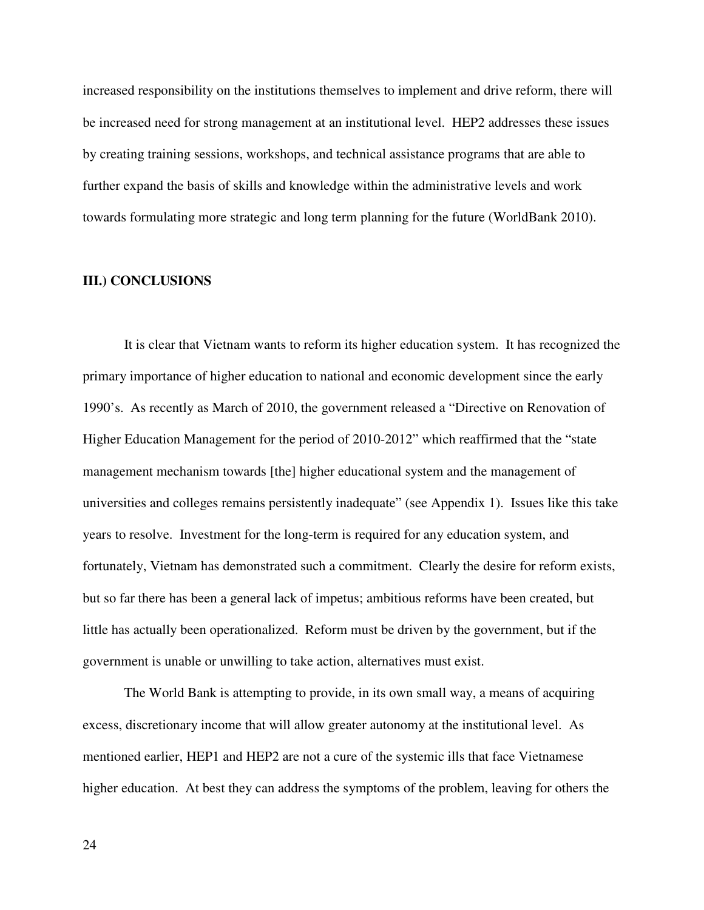increased responsibility on the institutions themselves to implement and drive reform, there will be increased need for strong management at an institutional level. HEP2 addresses these issues by creating training sessions, workshops, and technical assistance programs that are able to further expand the basis of skills and knowledge within the administrative levels and work towards formulating more strategic and long term planning for the future (WorldBank 2010).

## III.) CONCLUSIONS

It is clear that Vietnam wants to reform its higher education system. It has recognized the primary importance of higher education to national and economic development since the early 1990's. As recently as March of 2010, the government released a "Directive on Renovation of Higher Education Management for the period of 2010-2012" which reaffirmed that the "state management mechanism towards [the] higher educational system and the management of universities and colleges remains persistently inadequate" (see Appendix 1). Issues like this take years to resolve. Investment for the long-term is required for any education system, and fortunately, Vietnam has demonstrated such a commitment. Clearly the desire for reform exists, but so far there has been a general lack of impetus; ambitious reforms have been created, but little has actually been operationalized. Reform must be driven by the government, but if the government is unable or unwilling to take action, alternatives must exist.

The World Bank is attempting to provide, in its own small way, a means of acquiring excess, discretionary income that will allow greater autonomy at the institutional level. As mentioned earlier, HEP1 and HEP2 are not a cure of the systemic ills that face Vietnamese higher education. At best they can address the symptoms of the problem, leaving for others the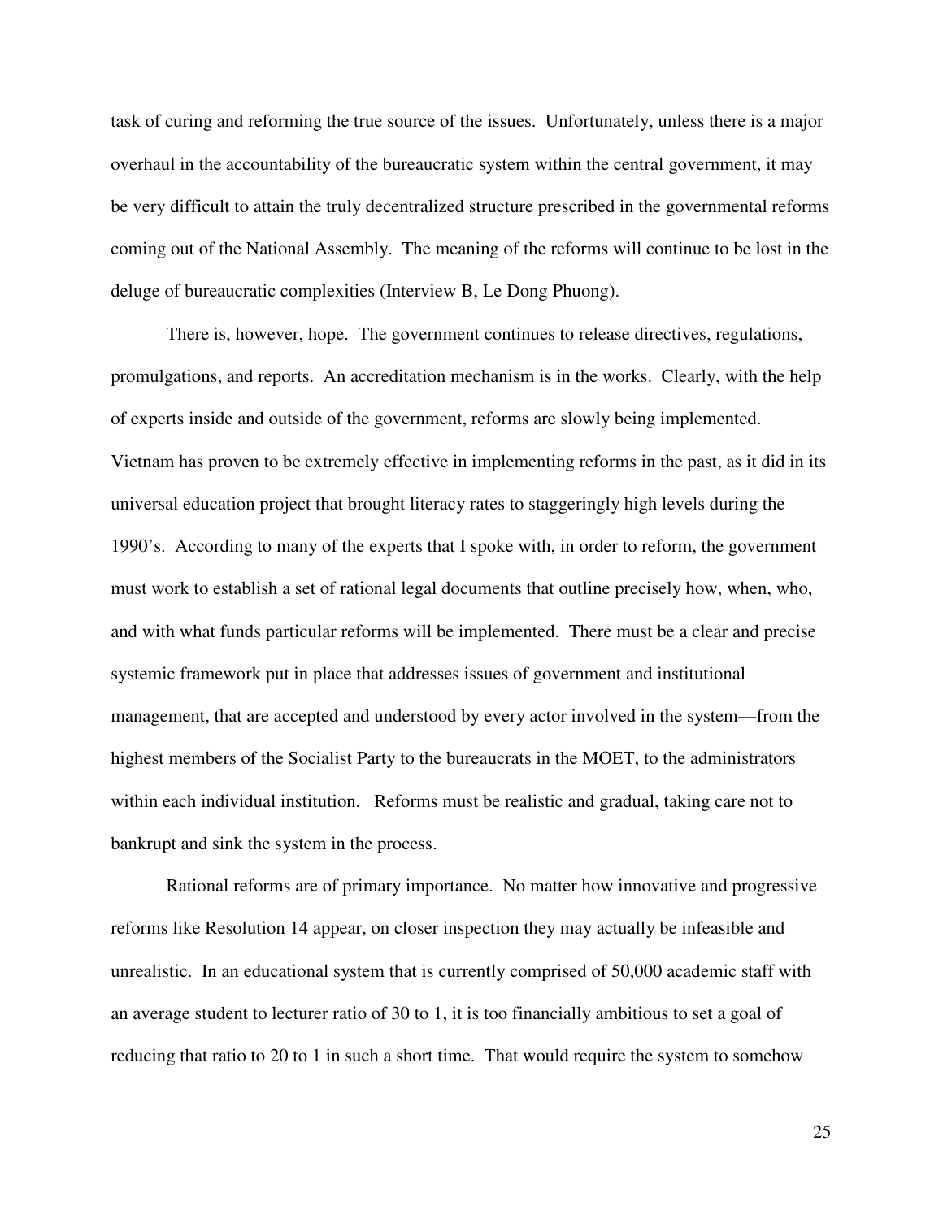task of curing and reforming the true source of the issues. Unfortunately, unless there is a major overhaul in the accountability of the bureaucratic system within the central government, it may be very difficult to attain the truly decentralized structure prescribed in the governmental reforms coming out of the National Assembly. The meaning of the reforms will continue to be lost in the deluge of bureaucratic complexities (Interview B, Le Dong Phuong).

There is, however, hope. The government continues to release directives, regulations, promulgations, and reports. An accreditation mechanism is in the works. Clearly, with the help of experts inside and outside of the government, reforms are slowly being implemented. Vietnam has proven to be extremely effective in implementing reforms in the past, as it did in its universal education project that brought literacy rates to staggeringly high levels during the 1990's. According to many of the experts that I spoke with, in order to reform, the government must work to establish a set of rational legal documents that outline precisely how, when, who, and with what funds particular reforms will be implemented. There must be a clear and precise systemic framework put in place that addresses issues of government and institutional management, that are accepted and understood by every actor involved in the system—from the highest members of the Socialist Party to the bureaucrats in the MOET, to the administrators within each individual institution. Reforms must be realistic and gradual, taking care not to bankrupt and sink the system in the process.

Rational reforms are of primary importance. No matter how innovative and progressive reforms like Resolution 14 appear, on closer inspection they may actually be infeasible and unrealistic. In an educational system that is currently comprised of 50,000 academic staff with an average student to lecturer ratio of 30 to 1, it is too financially ambitious to set a goal of reducing that ratio to 20 to 1 in such a short time. That would require the system to somehow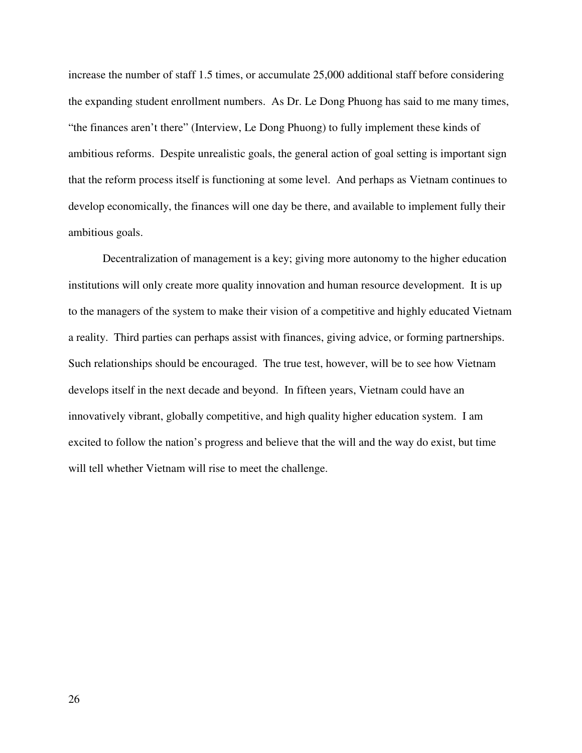increase the number of staff 1.5 times, or accumulate 25,000 additional staff before considering the expanding student enrollment numbers. As Dr. Le Dong Phuong has said to me many times, "the finances aren't there" (Interview, Le Dong Phuong) to fully implement these kinds of ambitious reforms. Despite unrealistic goals, the general action of goal setting is important sign that the reform process itself is functioning at some level. And perhaps as Vietnam continues to develop economically, the finances will one day be there, and available to implement fully their ambitious goals.

Decentralization of management is a key; giving more autonomy to the higher education institutions will only create more quality innovation and human resource development. It is up to the managers of the system to make their vision of a competitive and highly educated Vietnam a reality. Third parties can perhaps assist with finances, giving advice, or forming partnerships. Such relationships should be encouraged. The true test, however, will be to see how Vietnam develops itself in the next decade and beyond. In fifteen years, Vietnam could have an innovatively vibrant, globally competitive, and high quality higher education system. I am excited to follow the nation's progress and believe that the will and the way do exist, but time will tell whether Vietnam will rise to meet the challenge.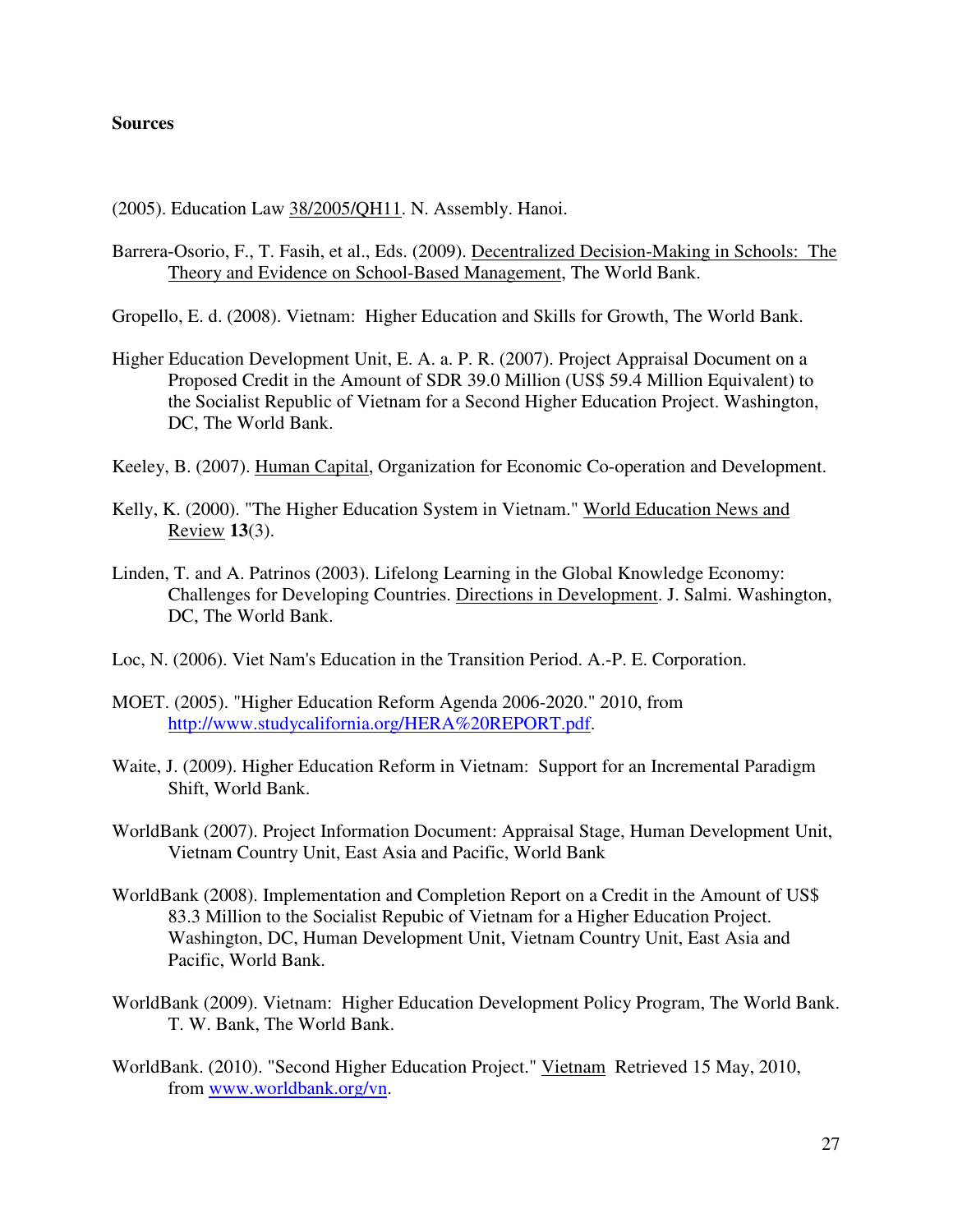**Sources**

(2005). Education Law 38/2005/QH11. N. Assembly. Hanoi.

Barrera-Osorio, F., T. Fasih, et al., Eds. (2009). Decentralized Decision-Making in Schools: The Theory and Evidence on School-Based Management, The World Bank.

Gropello, E. d. (2008). Vietnam: Higher Education and Skills for Growth, The World Bank.

Higher Education Development Unit, E. A. a. P. R. (2007). Project Appraisal Document on a Proposed Credit in the Amount of SDR 39.0 Million (US$ 59.4 Million Equivalent) to the Socialist Republic of Vietnam for a Second Higher Education Project. Washington, DC, The World Bank.

Keeley, B. (2007). Human Capital, Organization for Economic Co-operation and Development.

Kelly, K. (2000). "The Higher Education System in Vietnam." World Education News and Review **13**(3).

Linden, T. and A. Patrinos (2003). Lifelong Learning in the Global Knowledge Economy: Challenges for Developing Countries. Directions in Development. J. Salmi. Washington, DC, The World Bank.

Loc, N. (2006). Viet Nam's Education in the Transition Period. A.-P. E. Corporation.

MOET. (2005). "Higher Education Reform Agenda 2006-2020." 2010, from http://www.studycalifornia.org/HERA%20REPORT.pdf.

Waite, J. (2009). Higher Education Reform in Vietnam: Support for an Incremental Paradigm Shift, World Bank.

WorldBank (2007). Project Information Document: Appraisal Stage, Human Development Unit, Vietnam Country Unit, East Asia and Pacific, World Bank

WorldBank (2008). Implementation and Completion Report on a Credit in the Amount of US$ 83.3 Million to the Socialist Repubic of Vietnam for a Higher Education Project. Washington, DC, Human Development Unit, Vietnam Country Unit, East Asia and Pacific, World Bank.

WorldBank (2009). Vietnam: Higher Education Development Policy Program, The World Bank. T. W. Bank, The World Bank.

WorldBank. (2010). "Second Higher Education Project." Vietnam Retrieved 15 May, 2010, from www.worldbank.org/vn.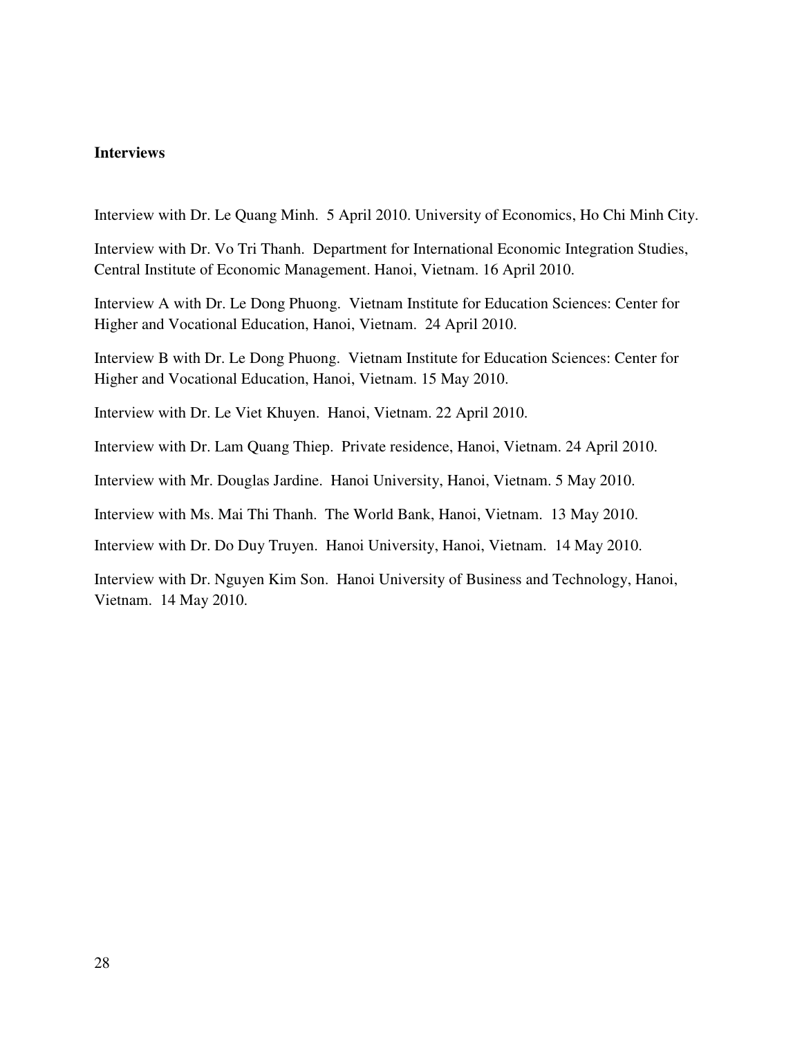**Interviews**

Interview with Dr. Le Quang Minh. 5 April 2010. University of Economics, Ho Chi Minh City.

Interview with Dr. Vo Tri Thanh. Department for International Economic Integration Studies, Central Institute of Economic Management. Hanoi, Vietnam. 16 April 2010.

Interview A with Dr. Le Dong Phuong. Vietnam Institute for Education Sciences: Center for Higher and Vocational Education, Hanoi, Vietnam. 24 April 2010.

Interview B with Dr. Le Dong Phuong. Vietnam Institute for Education Sciences: Center for Higher and Vocational Education, Hanoi, Vietnam. 15 May 2010.

Interview with Dr. Le Viet Khuyen. Hanoi, Vietnam. 22 April 2010.

Interview with Dr. Lam Quang Thiep. Private residence, Hanoi, Vietnam. 24 April 2010.

Interview with Mr. Douglas Jardine. Hanoi University, Hanoi, Vietnam. 5 May 2010.

Interview with Ms. Mai Thi Thanh. The World Bank, Hanoi, Vietnam. 13 May 2010.

Interview with Dr. Do Duy Truyen. Hanoi University, Hanoi, Vietnam. 14 May 2010.

Interview with Dr. Nguyen Kim Son. Hanoi University of Business and Technology, Hanoi, Vietnam. 14 May 2010.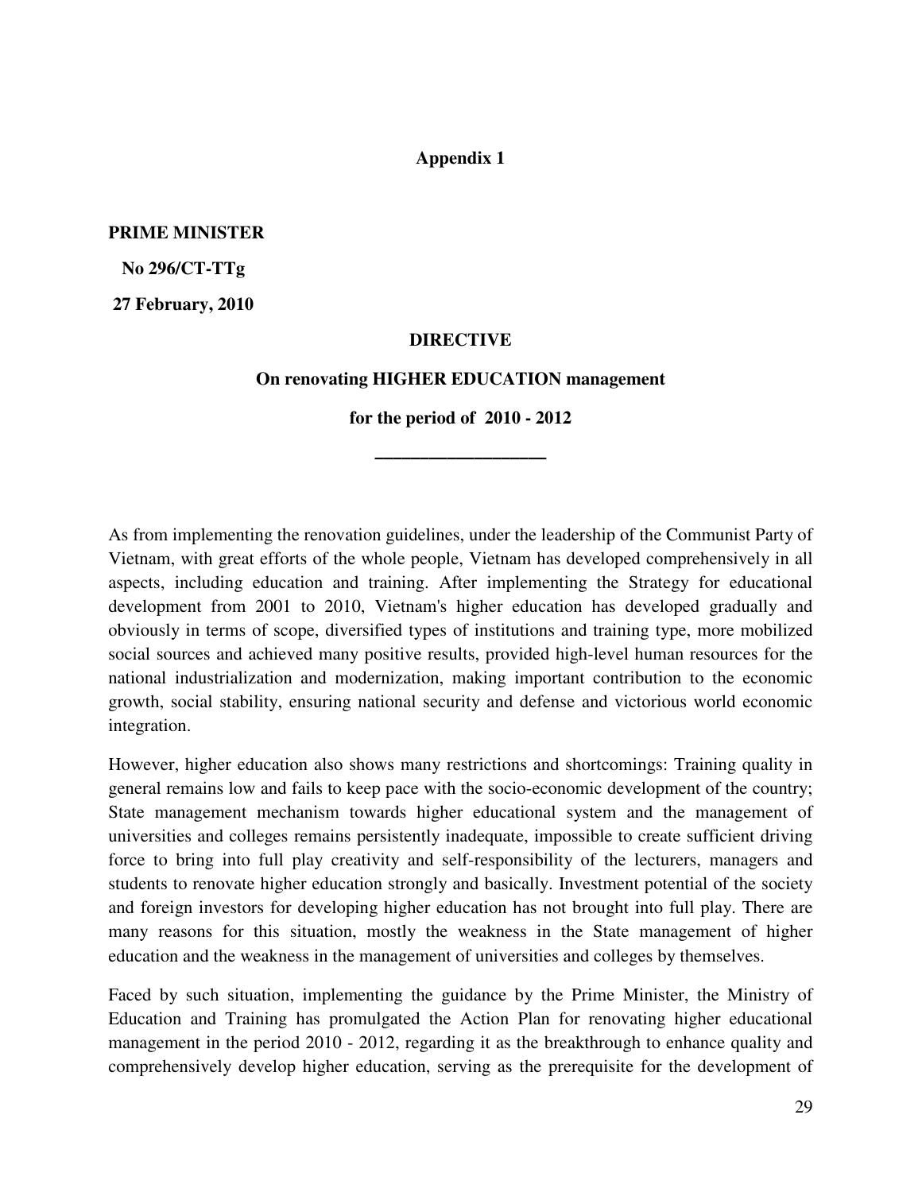**Appendix 1**

**PRIME MINISTER**

**No 296/CT-TTg**

**27 February, 2010**

**DIRECTIVE**

**On renovating HIGHER EDUCATION management**

**for the period of 2010 - 2012**

---

As from implementing the renovation guidelines, under the leadership of the Communist Party of Vietnam, with great efforts of the whole people, Vietnam has developed comprehensively in all aspects, including education and training. After implementing the Strategy for educational development from 2001 to 2010, Vietnam's higher education has developed gradually and obviously in terms of scope, diversified types of institutions and training type, more mobilized social sources and achieved many positive results, provided high-level human resources for the national industrialization and modernization, making important contribution to the economic growth, social stability, ensuring national security and defense and victorious world economic integration.

However, higher education also shows many restrictions and shortcomings: Training quality in general remains low and fails to keep pace with the socio-economic development of the country; State management mechanism towards higher educational system and the management of universities and colleges remains persistently inadequate, impossible to create sufficient driving force to bring into full play creativity and self-responsibility of the lecturers, managers and students to renovate higher education strongly and basically. Investment potential of the society and foreign investors for developing higher education has not brought into full play. There are many reasons for this situation, mostly the weakness in the State management of higher education and the weakness in the management of universities and colleges by themselves.

Faced by such situation, implementing the guidance by the Prime Minister, the Ministry of Education and Training has promulgated the Action Plan for renovating higher educational management in the period 2010 - 2012, regarding it as the breakthrough to enhance quality and comprehensively develop higher education, serving as the prerequisite for the development of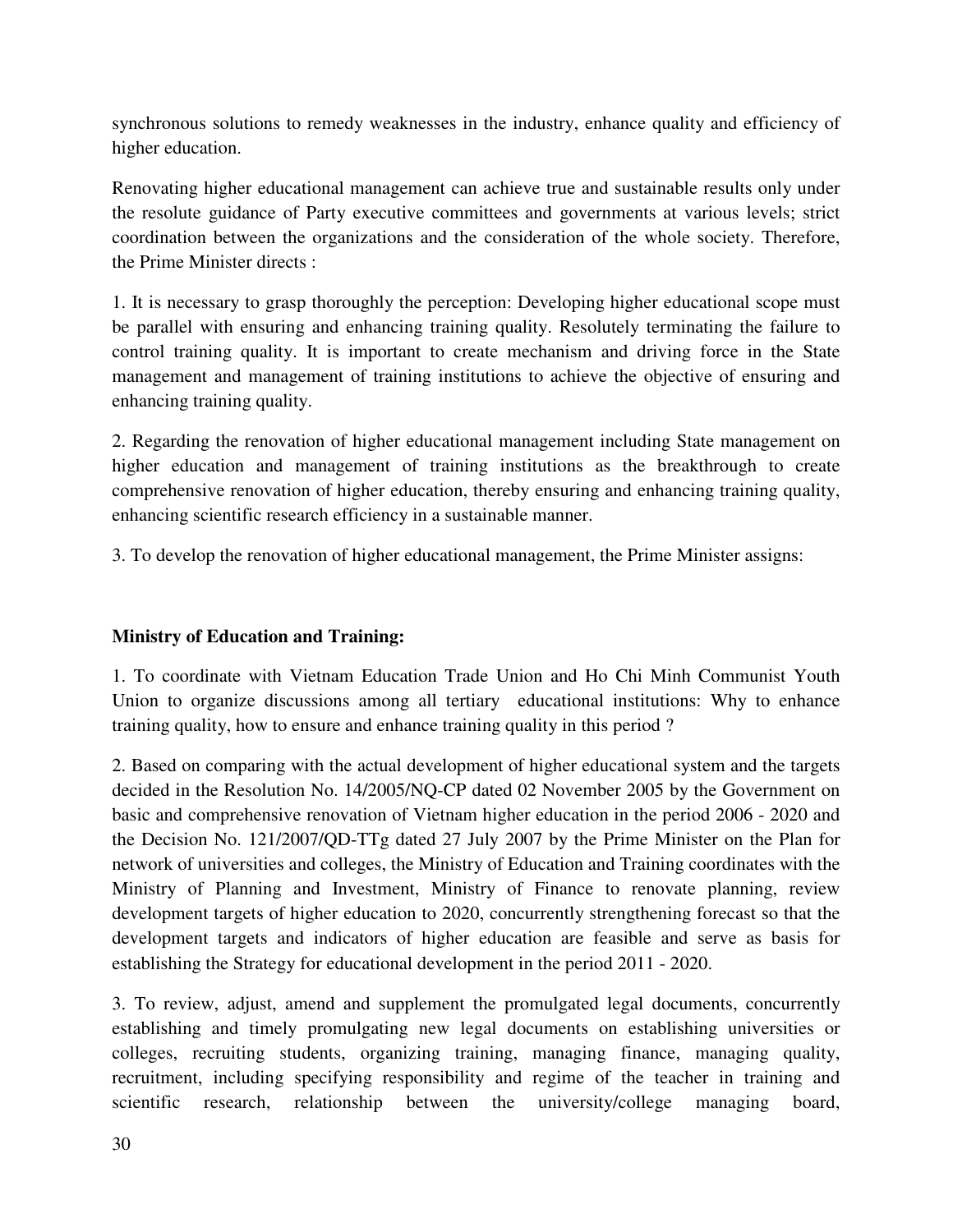synchronous solutions to remedy weaknesses in the industry, enhance quality and efficiency of higher education.

Renovating higher educational management can achieve true and sustainable results only under the resolute guidance of Party executive committees and governments at various levels; strict coordination between the organizations and the consideration of the whole society. Therefore, the Prime Minister directs :

1. It is necessary to grasp thoroughly the perception: Developing higher educational scope must be parallel with ensuring and enhancing training quality. Resolutely terminating the failure to control training quality. It is important to create mechanism and driving force in the State management and management of training institutions to achieve the objective of ensuring and enhancing training quality.

2. Regarding the renovation of higher educational management including State management on higher education and management of training institutions as the breakthrough to create comprehensive renovation of higher education, thereby ensuring and enhancing training quality, enhancing scientific research efficiency in a sustainable manner.

3. To develop the renovation of higher educational management, the Prime Minister assigns:

**Ministry of Education and Training:**

1. To coordinate with Vietnam Education Trade Union and Ho Chi Minh Communist Youth Union to organize discussions among all tertiary educational institutions: Why to enhance training quality, how to ensure and enhance training quality in this period ?

2. Based on comparing with the actual development of higher educational system and the targets decided in the Resolution No. 14/2005/NQ-CP dated 02 November 2005 by the Government on basic and comprehensive renovation of Vietnam higher education in the period 2006 - 2020 and the Decision No. 121/2007/QD-TTg dated 27 July 2007 by the Prime Minister on the Plan for network of universities and colleges, the Ministry of Education and Training coordinates with the Ministry of Planning and Investment, Ministry of Finance to renovate planning, review development targets of higher education to 2020, concurrently strengthening forecast so that the development targets and indicators of higher education are feasible and serve as basis for establishing the Strategy for educational development in the period 2011 - 2020.

3. To review, adjust, amend and supplement the promulgated legal documents, concurrently establishing and timely promulgating new legal documents on establishing universities or colleges, recruiting students, organizing training, managing finance, managing quality, recruitment, including specifying responsibility and regime of the teacher in training and scientific research, relationship between the university/college managing board,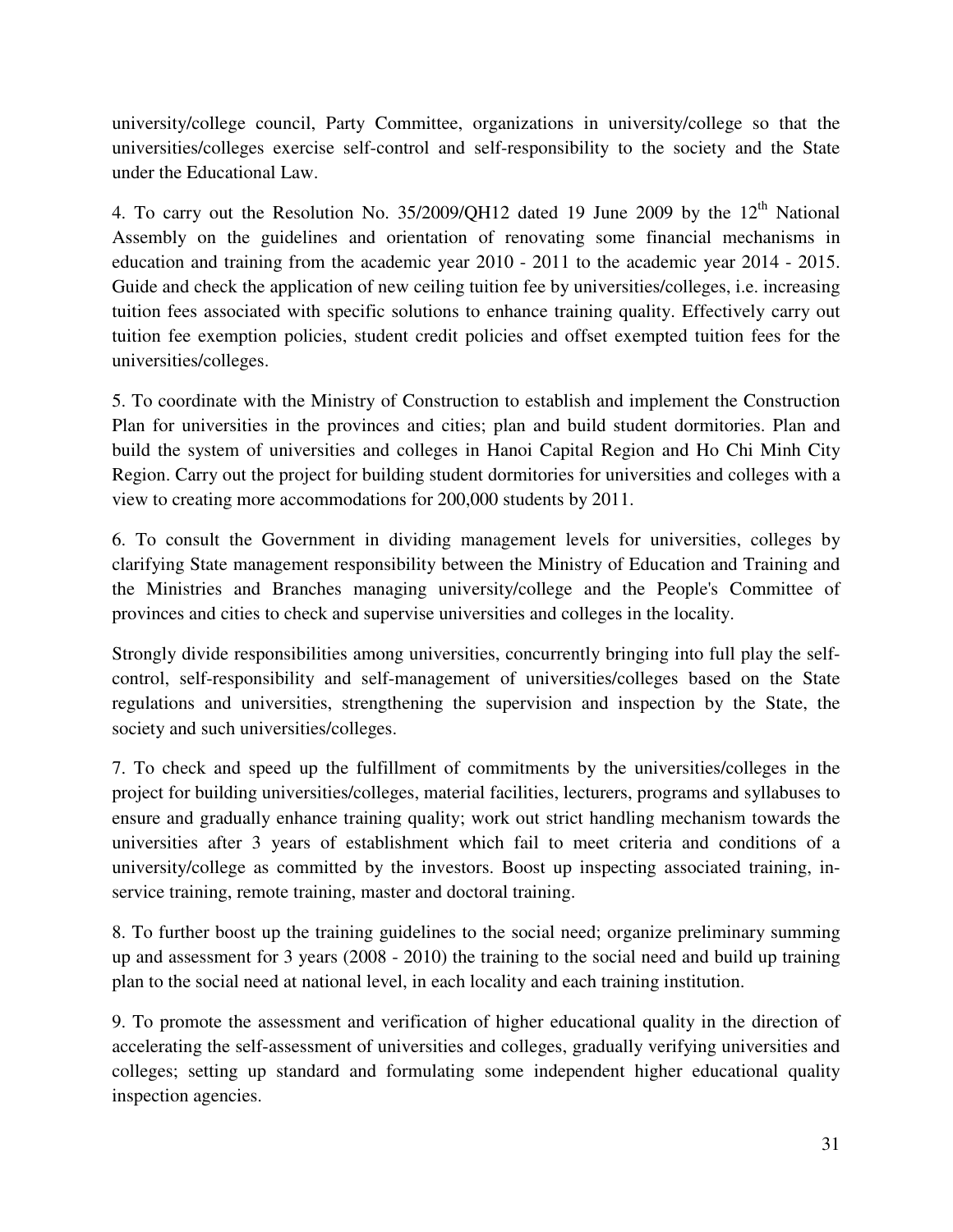university/college council, Party Committee, organizations in university/college so that the universities/colleges exercise self-control and self-responsibility to the society and the State under the Educational Law.

4. To carry out the Resolution No. 35/2009/QH12 dated 19 June 2009 by the 12th National Assembly on the guidelines and orientation of renovating some financial mechanisms in education and training from the academic year 2010 - 2011 to the academic year 2014 - 2015. Guide and check the application of new ceiling tuition fee by universities/colleges, i.e. increasing tuition fees associated with specific solutions to enhance training quality. Effectively carry out tuition fee exemption policies, student credit policies and offset exempted tuition fees for the universities/colleges.

5. To coordinate with the Ministry of Construction to establish and implement the Construction Plan for universities in the provinces and cities; plan and build student dormitories. Plan and build the system of universities and colleges in Hanoi Capital Region and Ho Chi Minh City Region. Carry out the project for building student dormitories for universities and colleges with a view to creating more accommodations for 200,000 students by 2011.

6. To consult the Government in dividing management levels for universities, colleges by clarifying State management responsibility between the Ministry of Education and Training and the Ministries and Branches managing university/college and the People's Committee of provinces and cities to check and supervise universities and colleges in the locality.

Strongly divide responsibilities among universities, concurrently bringing into full play the self-control, self-responsibility and self-management of universities/colleges based on the State regulations and universities, strengthening the supervision and inspection by the State, the society and such universities/colleges.

7. To check and speed up the fulfillment of commitments by the universities/colleges in the project for building universities/colleges, material facilities, lecturers, programs and syllabuses to ensure and gradually enhance training quality; work out strict handling mechanism towards the universities after 3 years of establishment which fail to meet criteria and conditions of a university/college as committed by the investors. Boost up inspecting associated training, in-service training, remote training, master and doctoral training.

8. To further boost up the training guidelines to the social need; organize preliminary summing up and assessment for 3 years (2008 - 2010) the training to the social need and build up training plan to the social need at national level, in each locality and each training institution.

9. To promote the assessment and verification of higher educational quality in the direction of accelerating the self-assessment of universities and colleges, gradually verifying universities and colleges; setting up standard and formulating some independent higher educational quality inspection agencies.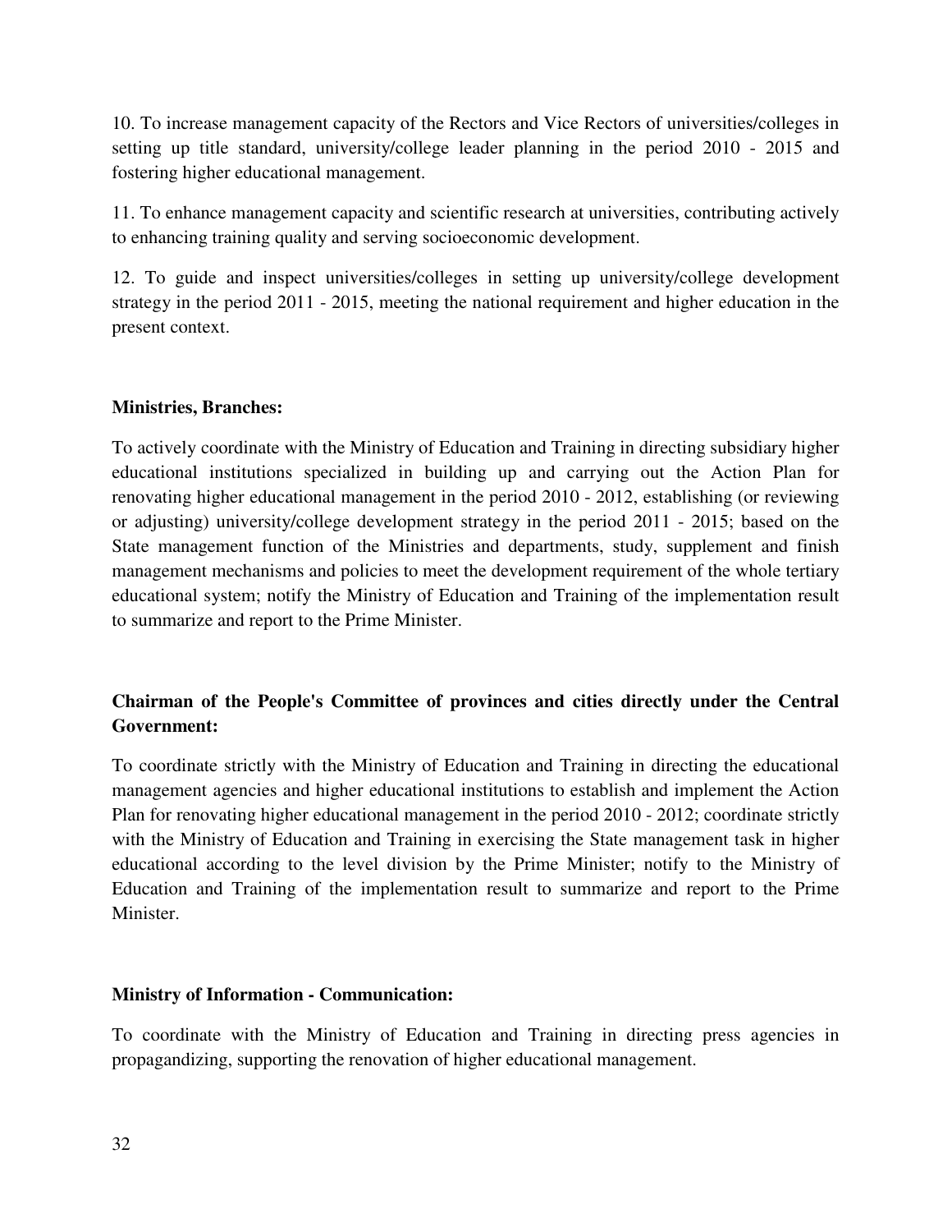10. To increase management capacity of the Rectors and Vice Rectors of universities/colleges in setting up title standard, university/college leader planning in the period 2010 - 2015 and fostering higher educational management.

11. To enhance management capacity and scientific research at universities, contributing actively to enhancing training quality and serving socioeconomic development.

12. To guide and inspect universities/colleges in setting up university/college development strategy in the period 2011 - 2015, meeting the national requirement and higher education in the present context.

**Ministries, Branches:**

To actively coordinate with the Ministry of Education and Training in directing subsidiary higher educational institutions specialized in building up and carrying out the Action Plan for renovating higher educational management in the period 2010 - 2012, establishing (or reviewing or adjusting) university/college development strategy in the period 2011 - 2015; based on the State management function of the Ministries and departments, study, supplement and finish management mechanisms and policies to meet the development requirement of the whole tertiary educational system; notify the Ministry of Education and Training of the implementation result to summarize and report to the Prime Minister.

**Chairman of the People's Committee of provinces and cities directly under the Central Government:**

To coordinate strictly with the Ministry of Education and Training in directing the educational management agencies and higher educational institutions to establish and implement the Action Plan for renovating higher educational management in the period 2010 - 2012; coordinate strictly with the Ministry of Education and Training in exercising the State management task in higher educational according to the level division by the Prime Minister; notify to the Ministry of Education and Training of the implementation result to summarize and report to the Prime Minister.

**Ministry of Information - Communication:**

To coordinate with the Ministry of Education and Training in directing press agencies in propagandizing, supporting the renovation of higher educational management.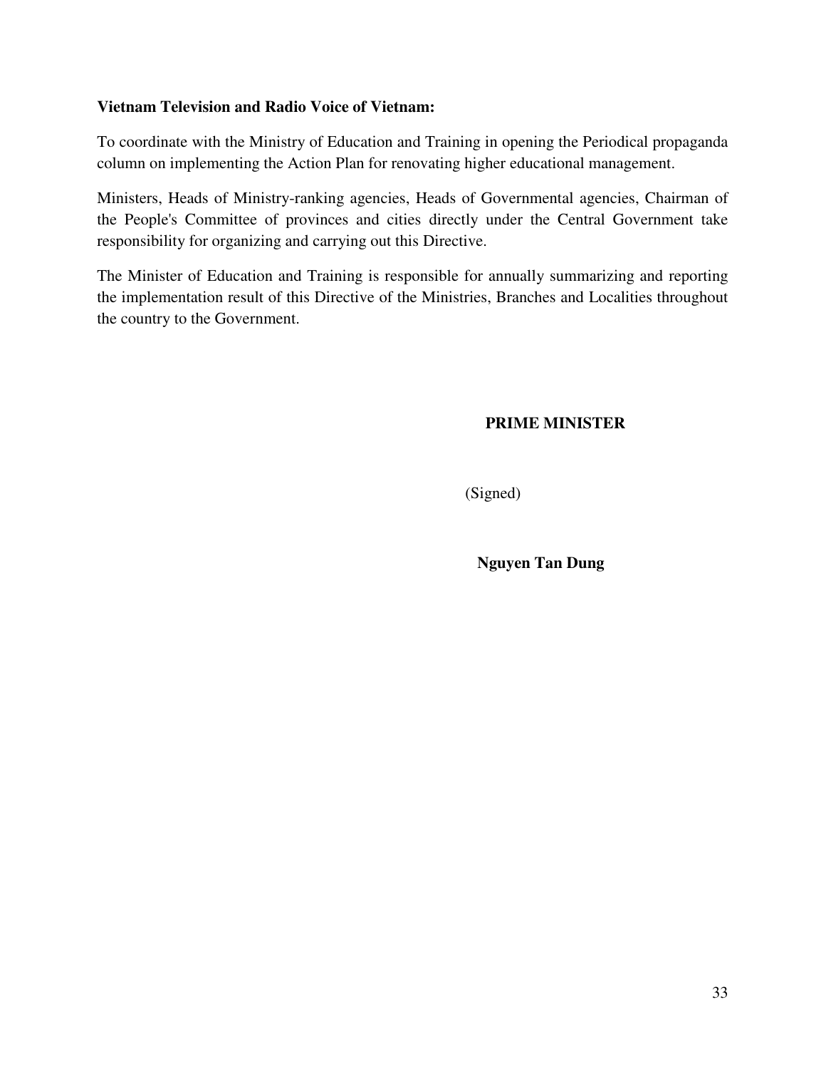**Vietnam Television and Radio Voice of Vietnam:**

To coordinate with the Ministry of Education and Training in opening the Periodical propaganda column on implementing the Action Plan for renovating higher educational management.

Ministers, Heads of Ministry-ranking agencies, Heads of Governmental agencies, Chairman of the People's Committee of provinces and cities directly under the Central Government take responsibility for organizing and carrying out this Directive.

The Minister of Education and Training is responsible for annually summarizing and reporting the implementation result of this Directive of the Ministries, Branches and Localities throughout the country to the Government.

**PRIME MINISTER**

(Signed)

**Nguyen Tan Dung**